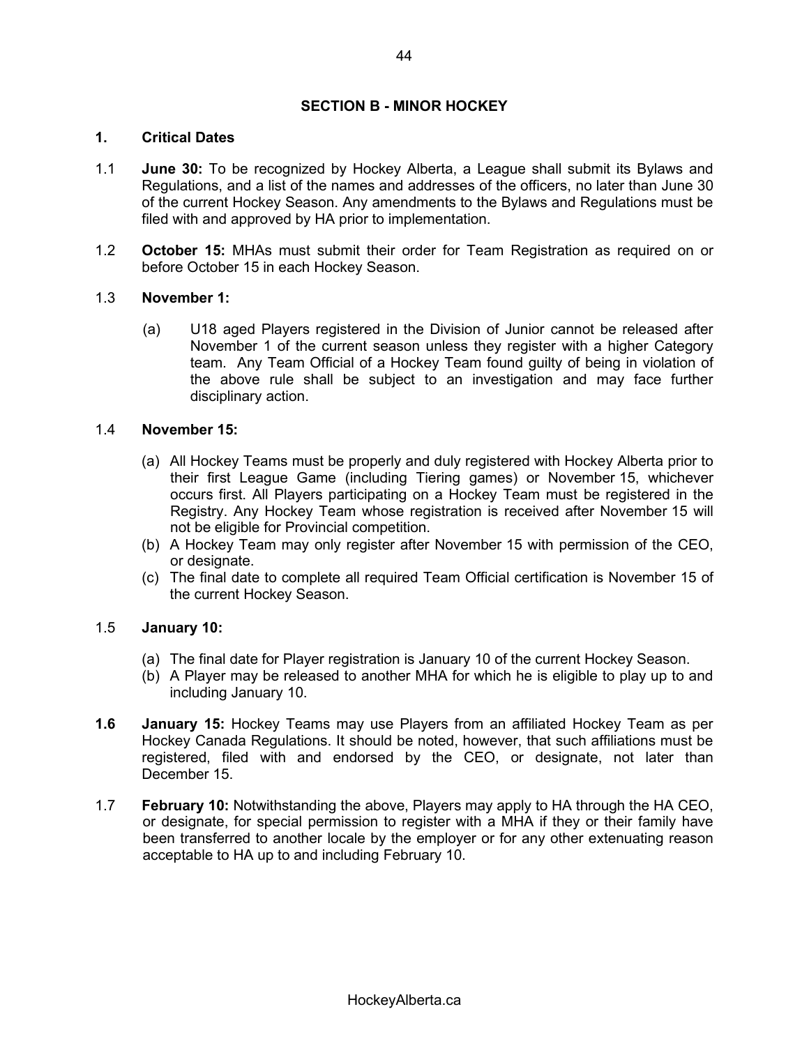## SECTION B - MINOR HOCKEY

### 1. Critical Dates

1.1 **June 30:** To be recognized by Hockey Alberta, a League shall submit its Bylaws and Regulations, and a list of the names and addresses of the officers, no later than June 30 of the current Hockey Season. Any amendments to the Bylaws and Regulations must be filed with and approved by HA prior to implementation.

1.2 **October 15:** MHAs must submit their order for Team Registration as required on or before October 15 in each Hockey Season.

1.3 **November 1:**

(a) U18 aged Players registered in the Division of Junior cannot be released after November 1 of the current season unless they register with a higher Category team. Any Team Official of a Hockey Team found guilty of being in violation of the above rule shall be subject to an investigation and may face further disciplinary action.

1.4 **November 15:**

(a) All Hockey Teams must be properly and duly registered with Hockey Alberta prior to their first League Game (including Tiering games) or November 15, whichever occurs first. All Players participating on a Hockey Team must be registered in the Registry. Any Hockey Team whose registration is received after November 15 will not be eligible for Provincial competition.
(b) A Hockey Team may only register after November 15 with permission of the CEO, or designate.
(c) The final date to complete all required Team Official certification is November 15 of the current Hockey Season.

1.5 **January 10:**

(a) The final date for Player registration is January 10 of the current Hockey Season.
(b) A Player may be released to another MHA for which he is eligible to play up to and including January 10.

**1.6** **January 15:** Hockey Teams may use Players from an affiliated Hockey Team as per Hockey Canada Regulations. It should be noted, however, that such affiliations must be registered, filed with and endorsed by the CEO, or designate, not later than December 15.

1.7 **February 10:** Notwithstanding the above, Players may apply to HA through the HA CEO, or designate, for special permission to register with a MHA if they or their family have been transferred to another locale by the employer or for any other extenuating reason acceptable to HA up to and including February 10.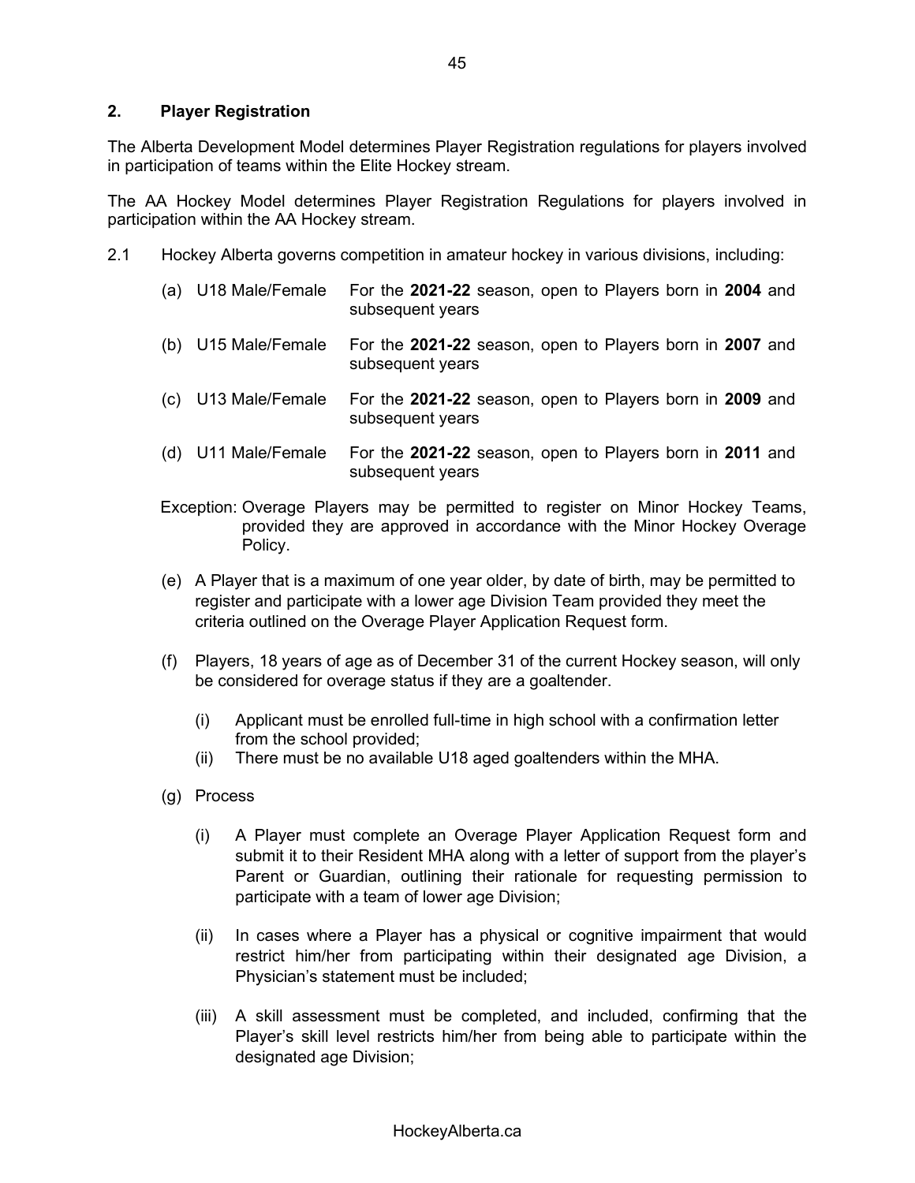## 2. Player Registration

The Alberta Development Model determines Player Registration regulations for players involved in participation of teams within the Elite Hockey stream.

The AA Hockey Model determines Player Registration Regulations for players involved in participation within the AA Hockey stream.

2.1 Hockey Alberta governs competition in amateur hockey in various divisions, including:

(a) U18 Male/Female — For the **2021-22** season, open to Players born in **2004** and subsequent years

(b) U15 Male/Female — For the **2021-22** season, open to Players born in **2007** and subsequent years

(c) U13 Male/Female — For the **2021-22** season, open to Players born in **2009** and subsequent years

(d) U11 Male/Female — For the **2021-22** season, open to Players born in **2011** and subsequent years

Exception: Overage Players may be permitted to register on Minor Hockey Teams, provided they are approved in accordance with the Minor Hockey Overage Policy.

(e) A Player that is a maximum of one year older, by date of birth, may be permitted to register and participate with a lower age Division Team provided they meet the criteria outlined on the Overage Player Application Request form.

(f) Players, 18 years of age as of December 31 of the current Hockey season, will only be considered for overage status if they are a goaltender.

- (i) Applicant must be enrolled full-time in high school with a confirmation letter from the school provided;
- (ii) There must be no available U18 aged goaltenders within the MHA.

(g) Process

- (i) A Player must complete an Overage Player Application Request form and submit it to their Resident MHA along with a letter of support from the player's Parent or Guardian, outlining their rationale for requesting permission to participate with a team of lower age Division;
- (ii) In cases where a Player has a physical or cognitive impairment that would restrict him/her from participating within their designated age Division, a Physician's statement must be included;
- (iii) A skill assessment must be completed, and included, confirming that the Player's skill level restricts him/her from being able to participate within the designated age Division;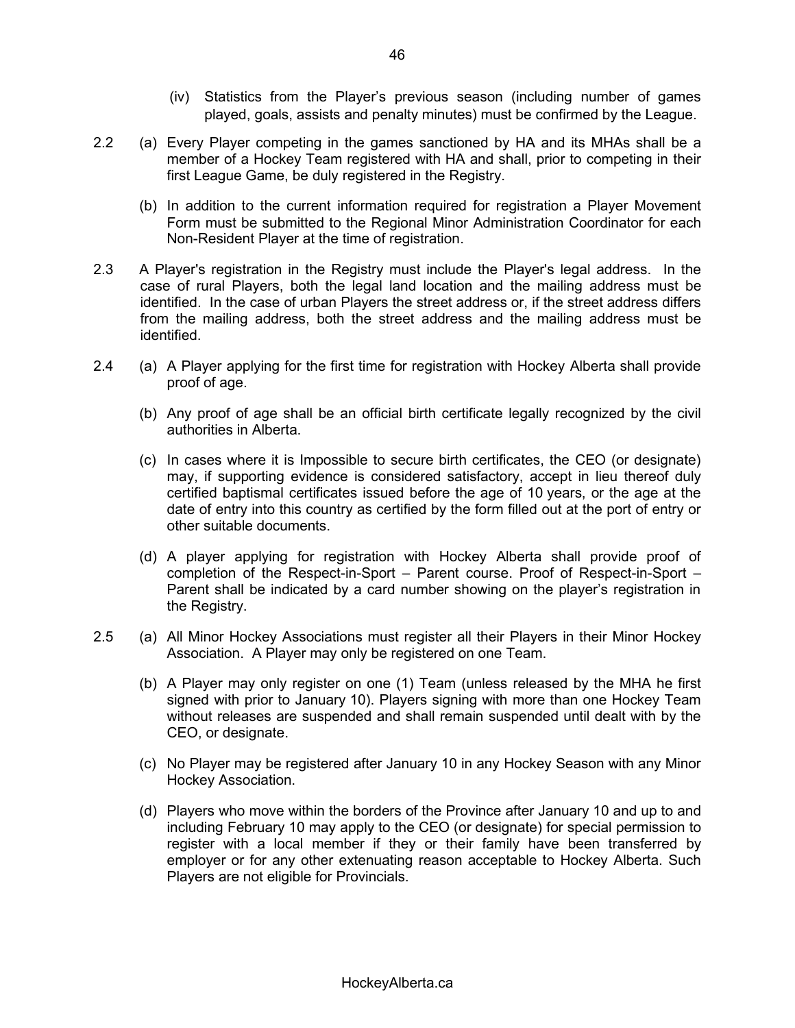(iv) Statistics from the Player's previous season (including number of games played, goals, assists and penalty minutes) must be confirmed by the League.

2.2 (a) Every Player competing in the games sanctioned by HA and its MHAs shall be a member of a Hockey Team registered with HA and shall, prior to competing in their first League Game, be duly registered in the Registry.

(b) In addition to the current information required for registration a Player Movement Form must be submitted to the Regional Minor Administration Coordinator for each Non-Resident Player at the time of registration.

2.3 A Player's registration in the Registry must include the Player's legal address. In the case of rural Players, both the legal land location and the mailing address must be identified. In the case of urban Players the street address or, if the street address differs from the mailing address, both the street address and the mailing address must be identified.

2.4 (a) A Player applying for the first time for registration with Hockey Alberta shall provide proof of age.

(b) Any proof of age shall be an official birth certificate legally recognized by the civil authorities in Alberta.

(c) In cases where it is Impossible to secure birth certificates, the CEO (or designate) may, if supporting evidence is considered satisfactory, accept in lieu thereof duly certified baptismal certificates issued before the age of 10 years, or the age at the date of entry into this country as certified by the form filled out at the port of entry or other suitable documents.

(d) A player applying for registration with Hockey Alberta shall provide proof of completion of the Respect-in-Sport – Parent course. Proof of Respect-in-Sport – Parent shall be indicated by a card number showing on the player's registration in the Registry.

2.5 (a) All Minor Hockey Associations must register all their Players in their Minor Hockey Association. A Player may only be registered on one Team.

(b) A Player may only register on one (1) Team (unless released by the MHA he first signed with prior to January 10). Players signing with more than one Hockey Team without releases are suspended and shall remain suspended until dealt with by the CEO, or designate.

(c) No Player may be registered after January 10 in any Hockey Season with any Minor Hockey Association.

(d) Players who move within the borders of the Province after January 10 and up to and including February 10 may apply to the CEO (or designate) for special permission to register with a local member if they or their family have been transferred by employer or for any other extenuating reason acceptable to Hockey Alberta. Such Players are not eligible for Provincials.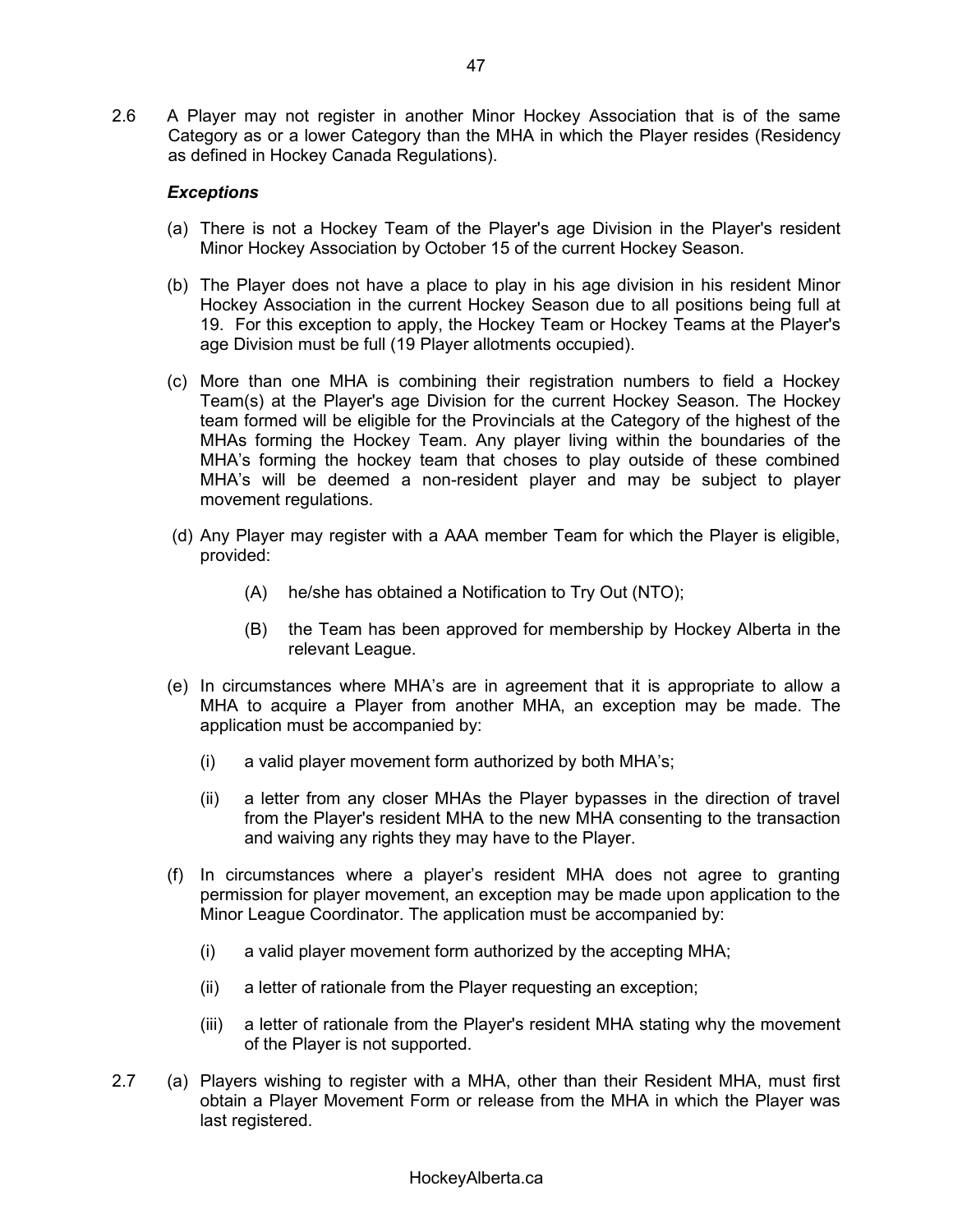2.6 A Player may not register in another Minor Hockey Association that is of the same Category as or a lower Category than the MHA in which the Player resides (Residency as defined in Hockey Canada Regulations).

***Exceptions***

(a) There is not a Hockey Team of the Player's age Division in the Player's resident Minor Hockey Association by October 15 of the current Hockey Season.

(b) The Player does not have a place to play in his age division in his resident Minor Hockey Association in the current Hockey Season due to all positions being full at 19. For this exception to apply, the Hockey Team or Hockey Teams at the Player's age Division must be full (19 Player allotments occupied).

(c) More than one MHA is combining their registration numbers to field a Hockey Team(s) at the Player's age Division for the current Hockey Season. The Hockey team formed will be eligible for the Provincials at the Category of the highest of the MHAs forming the Hockey Team. Any player living within the boundaries of the MHA's forming the hockey team that choses to play outside of these combined MHA's will be deemed a non-resident player and may be subject to player movement regulations.

(d) Any Player may register with a AAA member Team for which the Player is eligible, provided:

   (A) he/she has obtained a Notification to Try Out (NTO);

   (B) the Team has been approved for membership by Hockey Alberta in the relevant League.

(e) In circumstances where MHA's are in agreement that it is appropriate to allow a MHA to acquire a Player from another MHA, an exception may be made. The application must be accompanied by:

   (i) a valid player movement form authorized by both MHA's;

   (ii) a letter from any closer MHAs the Player bypasses in the direction of travel from the Player's resident MHA to the new MHA consenting to the transaction and waiving any rights they may have to the Player.

(f) In circumstances where a player's resident MHA does not agree to granting permission for player movement, an exception may be made upon application to the Minor League Coordinator. The application must be accompanied by:

   (i) a valid player movement form authorized by the accepting MHA;

   (ii) a letter of rationale from the Player requesting an exception;

   (iii) a letter of rationale from the Player's resident MHA stating why the movement of the Player is not supported.

2.7 (a) Players wishing to register with a MHA, other than their Resident MHA, must first obtain a Player Movement Form or release from the MHA in which the Player was last registered.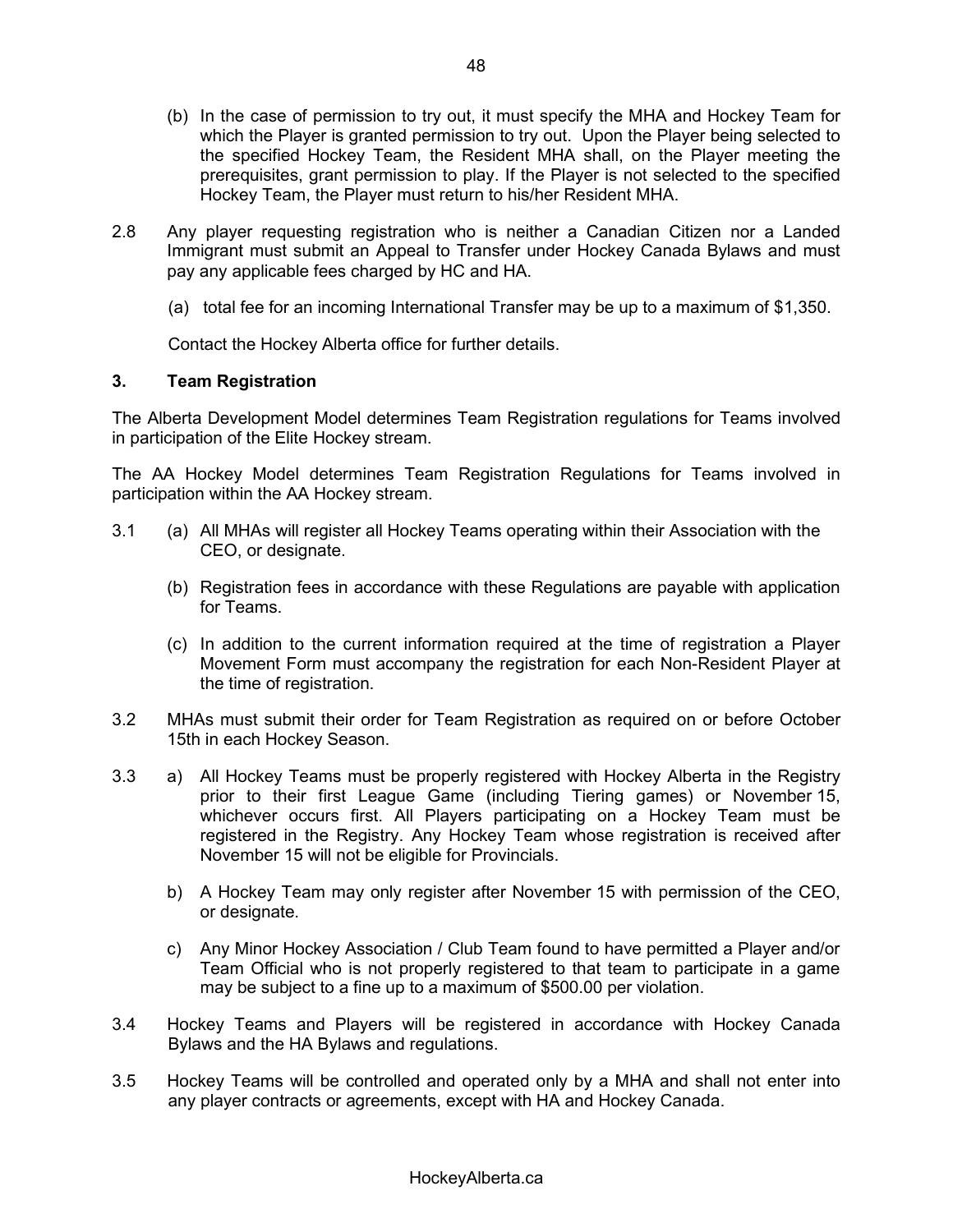(b) In the case of permission to try out, it must specify the MHA and Hockey Team for which the Player is granted permission to try out. Upon the Player being selected to the specified Hockey Team, the Resident MHA shall, on the Player meeting the prerequisites, grant permission to play. If the Player is not selected to the specified Hockey Team, the Player must return to his/her Resident MHA.

2.8 Any player requesting registration who is neither a Canadian Citizen nor a Landed Immigrant must submit an Appeal to Transfer under Hockey Canada Bylaws and must pay any applicable fees charged by HC and HA.

(a) total fee for an incoming International Transfer may be up to a maximum of $1,350.

Contact the Hockey Alberta office for further details.

### 3. Team Registration

The Alberta Development Model determines Team Registration regulations for Teams involved in participation of the Elite Hockey stream.

The AA Hockey Model determines Team Registration Regulations for Teams involved in participation within the AA Hockey stream.

3.1 (a) All MHAs will register all Hockey Teams operating within their Association with the CEO, or designate.

(b) Registration fees in accordance with these Regulations are payable with application for Teams.

(c) In addition to the current information required at the time of registration a Player Movement Form must accompany the registration for each Non-Resident Player at the time of registration.

3.2 MHAs must submit their order for Team Registration as required on or before October 15th in each Hockey Season.

3.3 a) All Hockey Teams must be properly registered with Hockey Alberta in the Registry prior to their first League Game (including Tiering games) or November 15, whichever occurs first. All Players participating on a Hockey Team must be registered in the Registry. Any Hockey Team whose registration is received after November 15 will not be eligible for Provincials.

b) A Hockey Team may only register after November 15 with permission of the CEO, or designate.

c) Any Minor Hockey Association / Club Team found to have permitted a Player and/or Team Official who is not properly registered to that team to participate in a game may be subject to a fine up to a maximum of $500.00 per violation.

3.4 Hockey Teams and Players will be registered in accordance with Hockey Canada Bylaws and the HA Bylaws and regulations.

3.5 Hockey Teams will be controlled and operated only by a MHA and shall not enter into any player contracts or agreements, except with HA and Hockey Canada.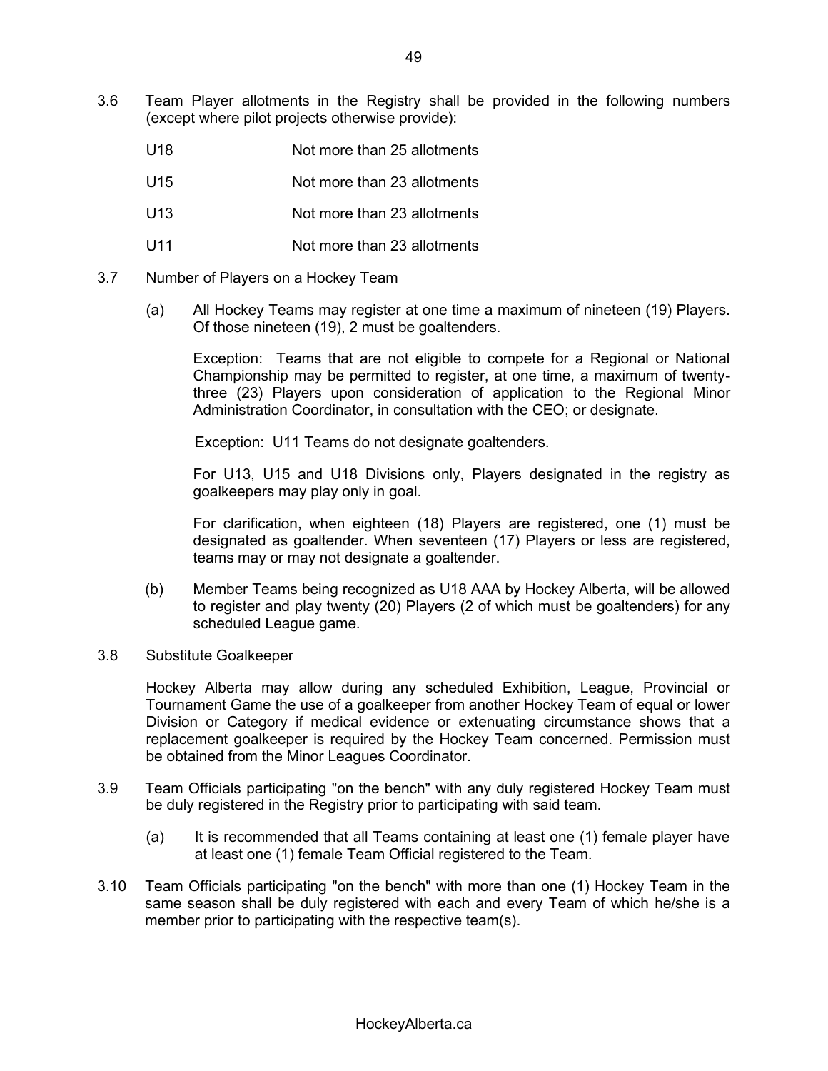3.6 Team Player allotments in the Registry shall be provided in the following numbers (except where pilot projects otherwise provide):

| | |
|---|---|
| U18 | Not more than 25 allotments |
| U15 | Not more than 23 allotments |
| U13 | Not more than 23 allotments |
| U11 | Not more than 23 allotments |

3.7 Number of Players on a Hockey Team

(a) All Hockey Teams may register at one time a maximum of nineteen (19) Players. Of those nineteen (19), 2 must be goaltenders.

Exception: Teams that are not eligible to compete for a Regional or National Championship may be permitted to register, at one time, a maximum of twenty-three (23) Players upon consideration of application to the Regional Minor Administration Coordinator, in consultation with the CEO; or designate.

Exception: U11 Teams do not designate goaltenders.

For U13, U15 and U18 Divisions only, Players designated in the registry as goalkeepers may play only in goal.

For clarification, when eighteen (18) Players are registered, one (1) must be designated as goaltender. When seventeen (17) Players or less are registered, teams may or may not designate a goaltender.

(b) Member Teams being recognized as U18 AAA by Hockey Alberta, will be allowed to register and play twenty (20) Players (2 of which must be goaltenders) for any scheduled League game.

3.8 Substitute Goalkeeper

Hockey Alberta may allow during any scheduled Exhibition, League, Provincial or Tournament Game the use of a goalkeeper from another Hockey Team of equal or lower Division or Category if medical evidence or extenuating circumstance shows that a replacement goalkeeper is required by the Hockey Team concerned. Permission must be obtained from the Minor Leagues Coordinator.

3.9 Team Officials participating "on the bench" with any duly registered Hockey Team must be duly registered in the Registry prior to participating with said team.

(a) It is recommended that all Teams containing at least one (1) female player have at least one (1) female Team Official registered to the Team.

3.10 Team Officials participating "on the bench" with more than one (1) Hockey Team in the same season shall be duly registered with each and every Team of which he/she is a member prior to participating with the respective team(s).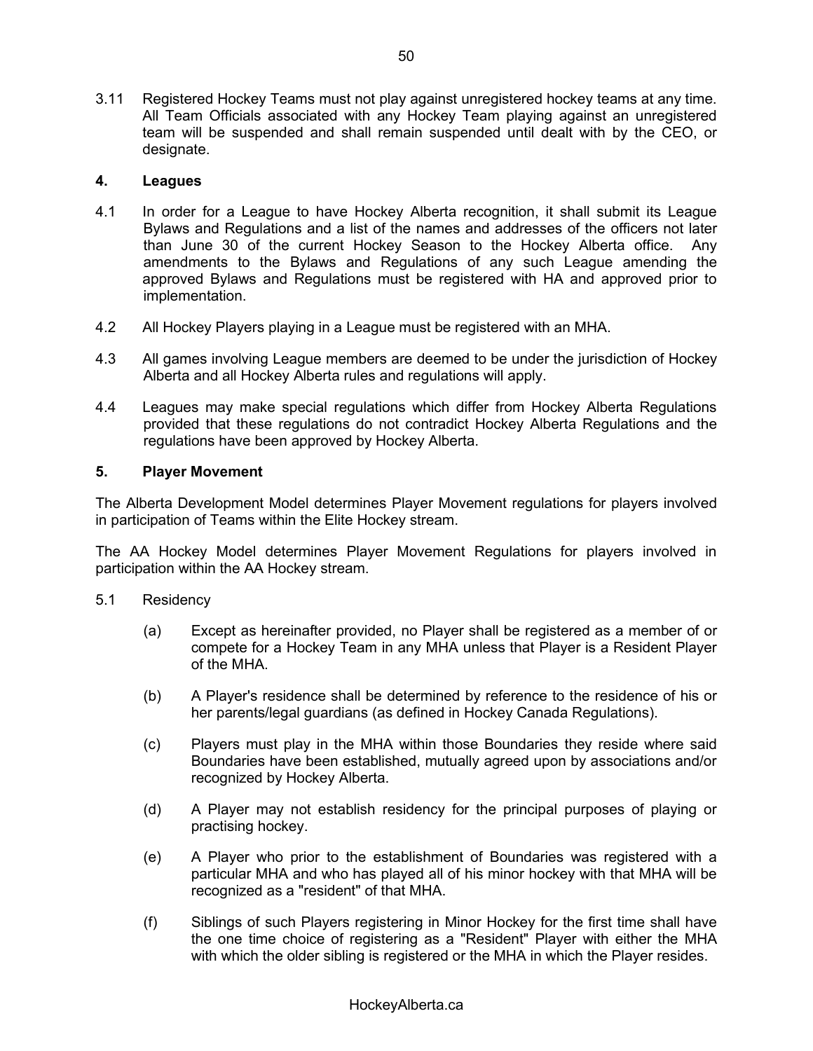3.11 Registered Hockey Teams must not play against unregistered hockey teams at any time. All Team Officials associated with any Hockey Team playing against an unregistered team will be suspended and shall remain suspended until dealt with by the CEO, or designate.

## 4. Leagues

4.1 In order for a League to have Hockey Alberta recognition, it shall submit its League Bylaws and Regulations and a list of the names and addresses of the officers not later than June 30 of the current Hockey Season to the Hockey Alberta office. Any amendments to the Bylaws and Regulations of any such League amending the approved Bylaws and Regulations must be registered with HA and approved prior to implementation.

4.2 All Hockey Players playing in a League must be registered with an MHA.

4.3 All games involving League members are deemed to be under the jurisdiction of Hockey Alberta and all Hockey Alberta rules and regulations will apply.

4.4 Leagues may make special regulations which differ from Hockey Alberta Regulations provided that these regulations do not contradict Hockey Alberta Regulations and the regulations have been approved by Hockey Alberta.

## 5. Player Movement

The Alberta Development Model determines Player Movement regulations for players involved in participation of Teams within the Elite Hockey stream.

The AA Hockey Model determines Player Movement Regulations for players involved in participation within the AA Hockey stream.

5.1 Residency

(a) Except as hereinafter provided, no Player shall be registered as a member of or compete for a Hockey Team in any MHA unless that Player is a Resident Player of the MHA.

(b) A Player's residence shall be determined by reference to the residence of his or her parents/legal guardians (as defined in Hockey Canada Regulations).

(c) Players must play in the MHA within those Boundaries they reside where said Boundaries have been established, mutually agreed upon by associations and/or recognized by Hockey Alberta.

(d) A Player may not establish residency for the principal purposes of playing or practising hockey.

(e) A Player who prior to the establishment of Boundaries was registered with a particular MHA and who has played all of his minor hockey with that MHA will be recognized as a "resident" of that MHA.

(f) Siblings of such Players registering in Minor Hockey for the first time shall have the one time choice of registering as a "Resident" Player with either the MHA with which the older sibling is registered or the MHA in which the Player resides.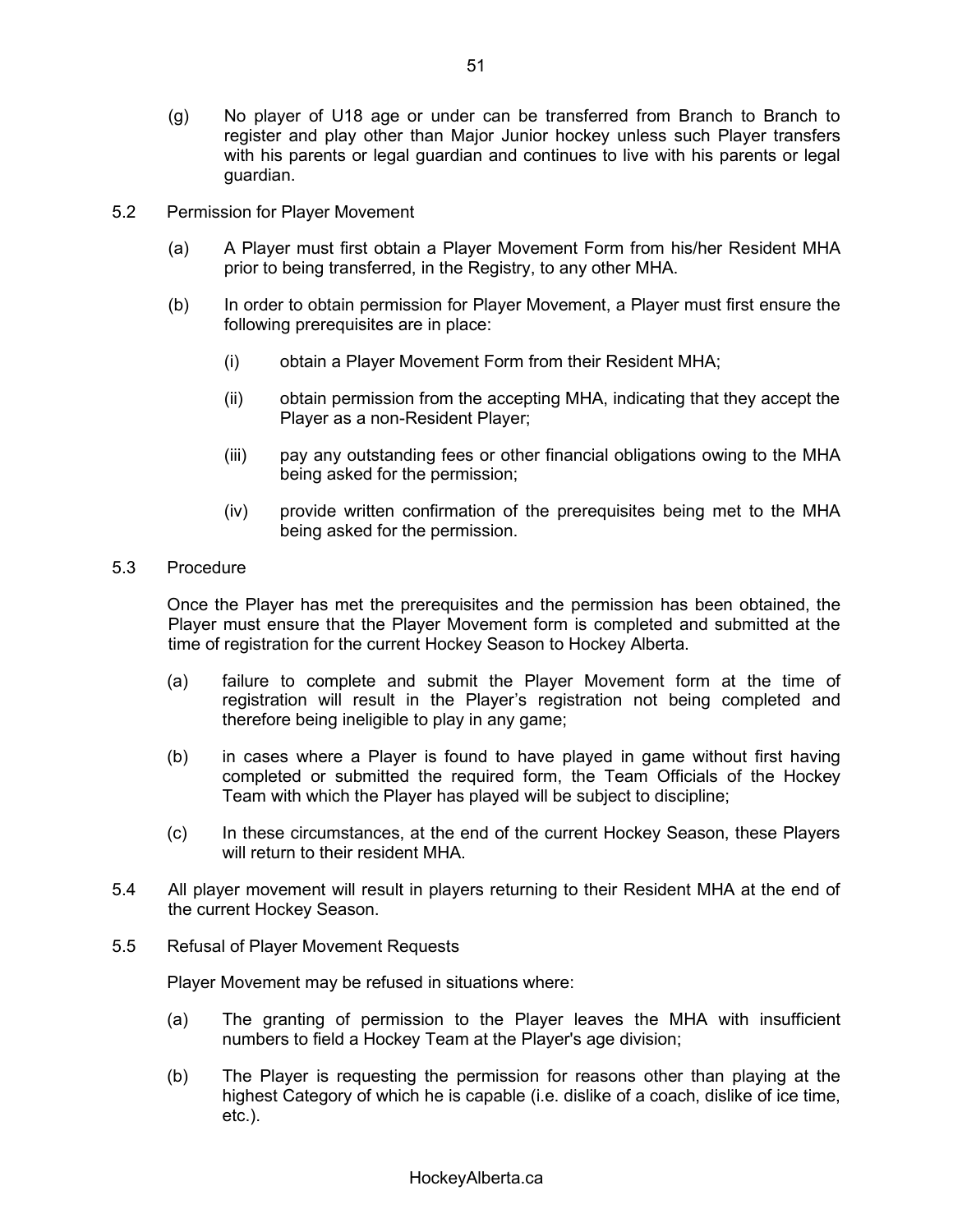(g) No player of U18 age or under can be transferred from Branch to Branch to register and play other than Major Junior hockey unless such Player transfers with his parents or legal guardian and continues to live with his parents or legal guardian.

5.2 Permission for Player Movement

(a) A Player must first obtain a Player Movement Form from his/her Resident MHA prior to being transferred, in the Registry, to any other MHA.

(b) In order to obtain permission for Player Movement, a Player must first ensure the following prerequisites are in place:

(i) obtain a Player Movement Form from their Resident MHA;

(ii) obtain permission from the accepting MHA, indicating that they accept the Player as a non-Resident Player;

(iii) pay any outstanding fees or other financial obligations owing to the MHA being asked for the permission;

(iv) provide written confirmation of the prerequisites being met to the MHA being asked for the permission.

5.3 Procedure

Once the Player has met the prerequisites and the permission has been obtained, the Player must ensure that the Player Movement form is completed and submitted at the time of registration for the current Hockey Season to Hockey Alberta.

(a) failure to complete and submit the Player Movement form at the time of registration will result in the Player's registration not being completed and therefore being ineligible to play in any game;

(b) in cases where a Player is found to have played in game without first having completed or submitted the required form, the Team Officials of the Hockey Team with which the Player has played will be subject to discipline;

(c) In these circumstances, at the end of the current Hockey Season, these Players will return to their resident MHA.

5.4 All player movement will result in players returning to their Resident MHA at the end of the current Hockey Season.

5.5 Refusal of Player Movement Requests

Player Movement may be refused in situations where:

(a) The granting of permission to the Player leaves the MHA with insufficient numbers to field a Hockey Team at the Player's age division;

(b) The Player is requesting the permission for reasons other than playing at the highest Category of which he is capable (i.e. dislike of a coach, dislike of ice time, etc.).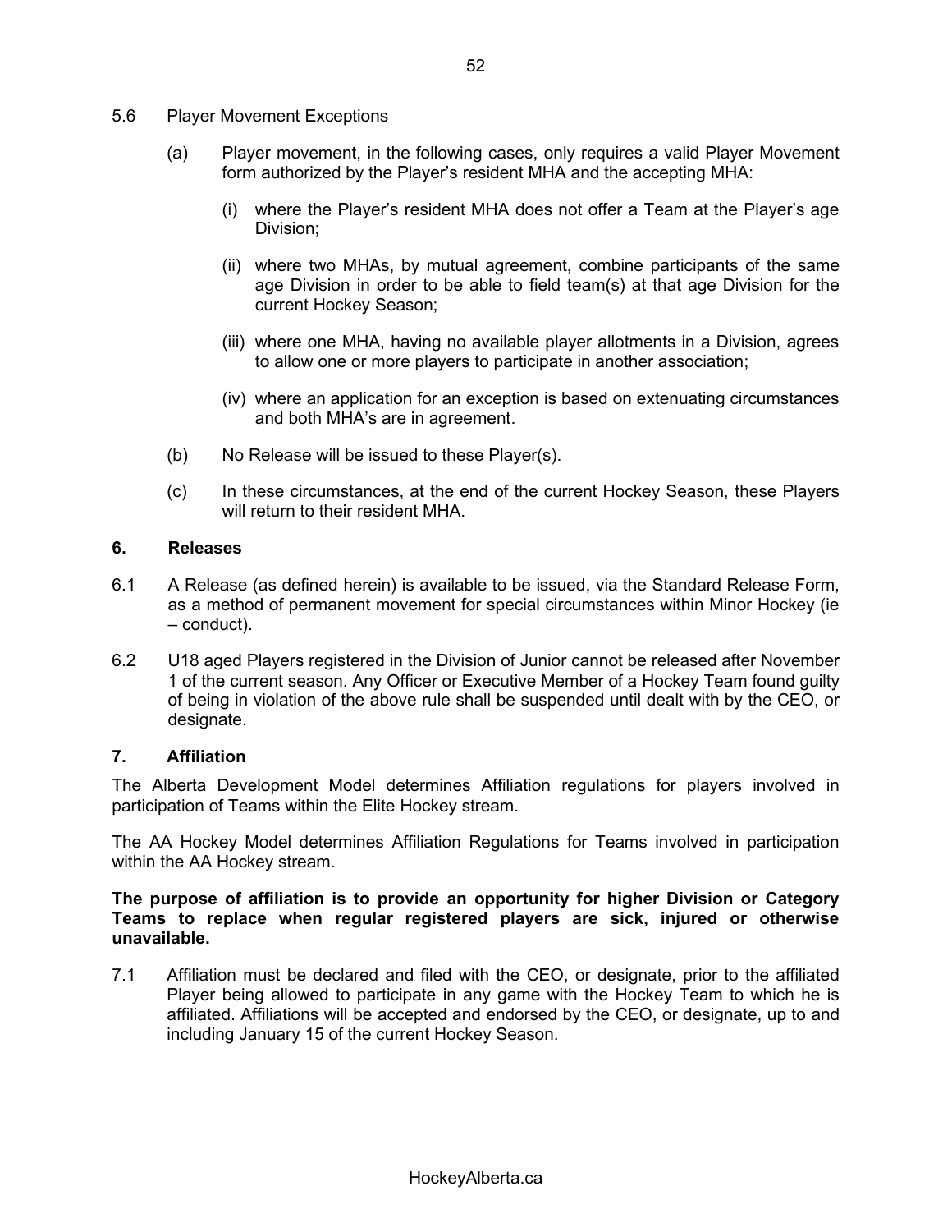5.6 Player Movement Exceptions

(a) Player movement, in the following cases, only requires a valid Player Movement form authorized by the Player's resident MHA and the accepting MHA:

(i) where the Player's resident MHA does not offer a Team at the Player's age Division;

(ii) where two MHAs, by mutual agreement, combine participants of the same age Division in order to be able to field team(s) at that age Division for the current Hockey Season;

(iii) where one MHA, having no available player allotments in a Division, agrees to allow one or more players to participate in another association;

(iv) where an application for an exception is based on extenuating circumstances and both MHA's are in agreement.

(b) No Release will be issued to these Player(s).

(c) In these circumstances, at the end of the current Hockey Season, these Players will return to their resident MHA.

## 6. Releases

6.1 A Release (as defined herein) is available to be issued, via the Standard Release Form, as a method of permanent movement for special circumstances within Minor Hockey (ie – conduct).

6.2 U18 aged Players registered in the Division of Junior cannot be released after November 1 of the current season. Any Officer or Executive Member of a Hockey Team found guilty of being in violation of the above rule shall be suspended until dealt with by the CEO, or designate.

## 7. Affiliation

The Alberta Development Model determines Affiliation regulations for players involved in participation of Teams within the Elite Hockey stream.

The AA Hockey Model determines Affiliation Regulations for Teams involved in participation within the AA Hockey stream.

**The purpose of affiliation is to provide an opportunity for higher Division or Category Teams to replace when regular registered players are sick, injured or otherwise unavailable.**

7.1 Affiliation must be declared and filed with the CEO, or designate, prior to the affiliated Player being allowed to participate in any game with the Hockey Team to which he is affiliated. Affiliations will be accepted and endorsed by the CEO, or designate, up to and including January 15 of the current Hockey Season.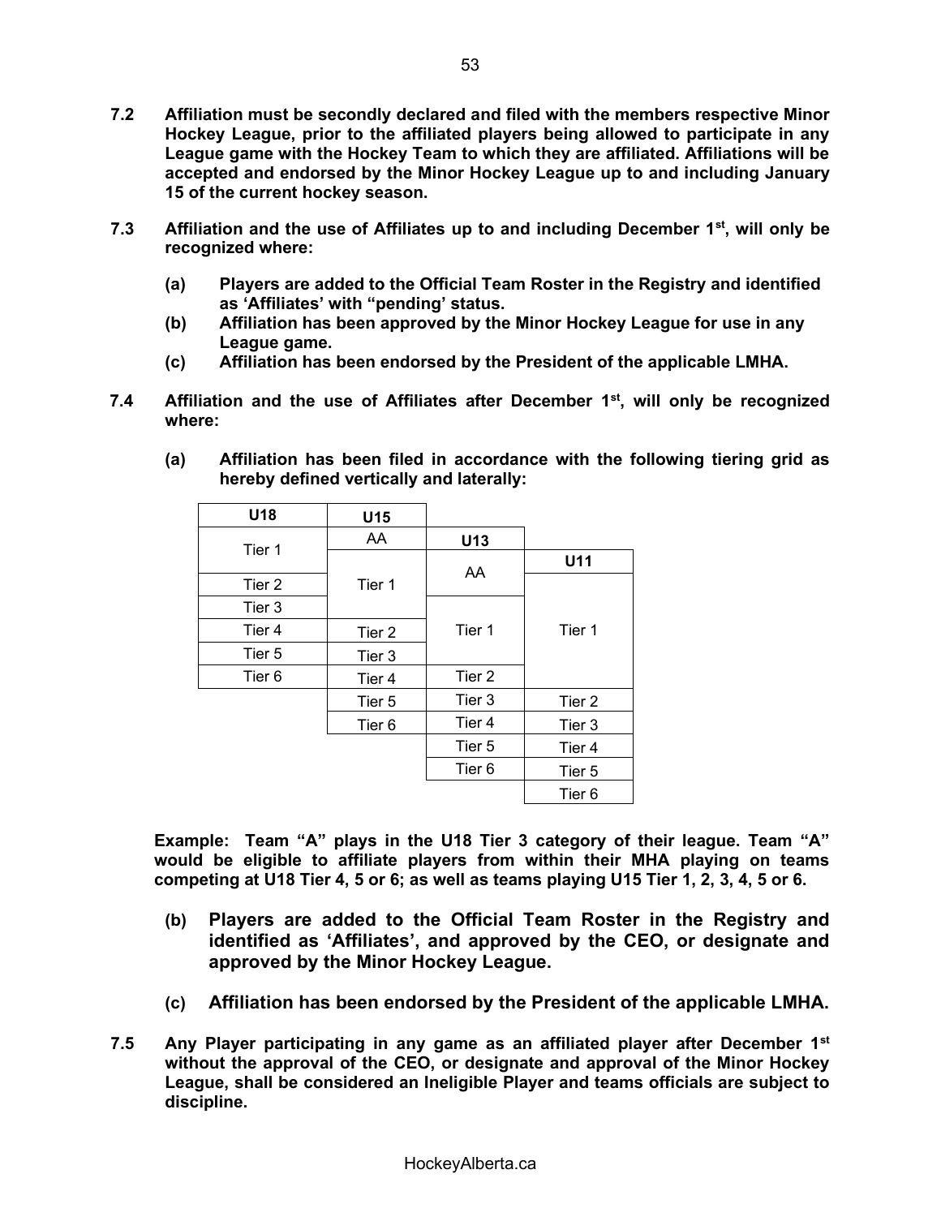**7.2 Affiliation must be secondly declared and filed with the members respective Minor Hockey League, prior to the affiliated players being allowed to participate in any League game with the Hockey Team to which they are affiliated. Affiliations will be accepted and endorsed by the Minor Hockey League up to and including January 15 of the current hockey season.**

**7.3 Affiliation and the use of Affiliates up to and including December 1st, will only be recognized where:**

- **(a) Players are added to the Official Team Roster in the Registry and identified as 'Affiliates' with "pending' status.**
- **(b) Affiliation has been approved by the Minor Hockey League for use in any League game.**
- **(c) Affiliation has been endorsed by the President of the applicable LMHA.**

**7.4 Affiliation and the use of Affiliates after December 1st, will only be recognized where:**

- **(a) Affiliation has been filed in accordance with the following tiering grid as hereby defined vertically and laterally:**

| U18 | U15 | U13 | U11 |
|---|---|---|---|
| Tier 1 | AA | | |
| | Tier 1 | AA | |
| Tier 2 | | | Tier 1 |
| Tier 3 | | Tier 1 | |
| Tier 4 | Tier 2 | | |
| Tier 5 | Tier 3 | | |
| Tier 6 | Tier 4 | Tier 2 | |
| | Tier 5 | Tier 3 | Tier 2 |
| | Tier 6 | Tier 4 | Tier 3 |
| | | Tier 5 | Tier 4 |
| | | Tier 6 | Tier 5 |
| | | | Tier 6 |

**Example: Team "A" plays in the U18 Tier 3 category of their league. Team "A" would be eligible to affiliate players from within their MHA playing on teams competing at U18 Tier 4, 5 or 6; as well as teams playing U15 Tier 1, 2, 3, 4, 5 or 6.**

- **(b) Players are added to the Official Team Roster in the Registry and identified as 'Affiliates', and approved by the CEO, or designate and approved by the Minor Hockey League.**
- **(c) Affiliation has been endorsed by the President of the applicable LMHA.**

**7.5 Any Player participating in any game as an affiliated player after December 1st without the approval of the CEO, or designate and approval of the Minor Hockey League, shall be considered an Ineligible Player and teams officials are subject to discipline.**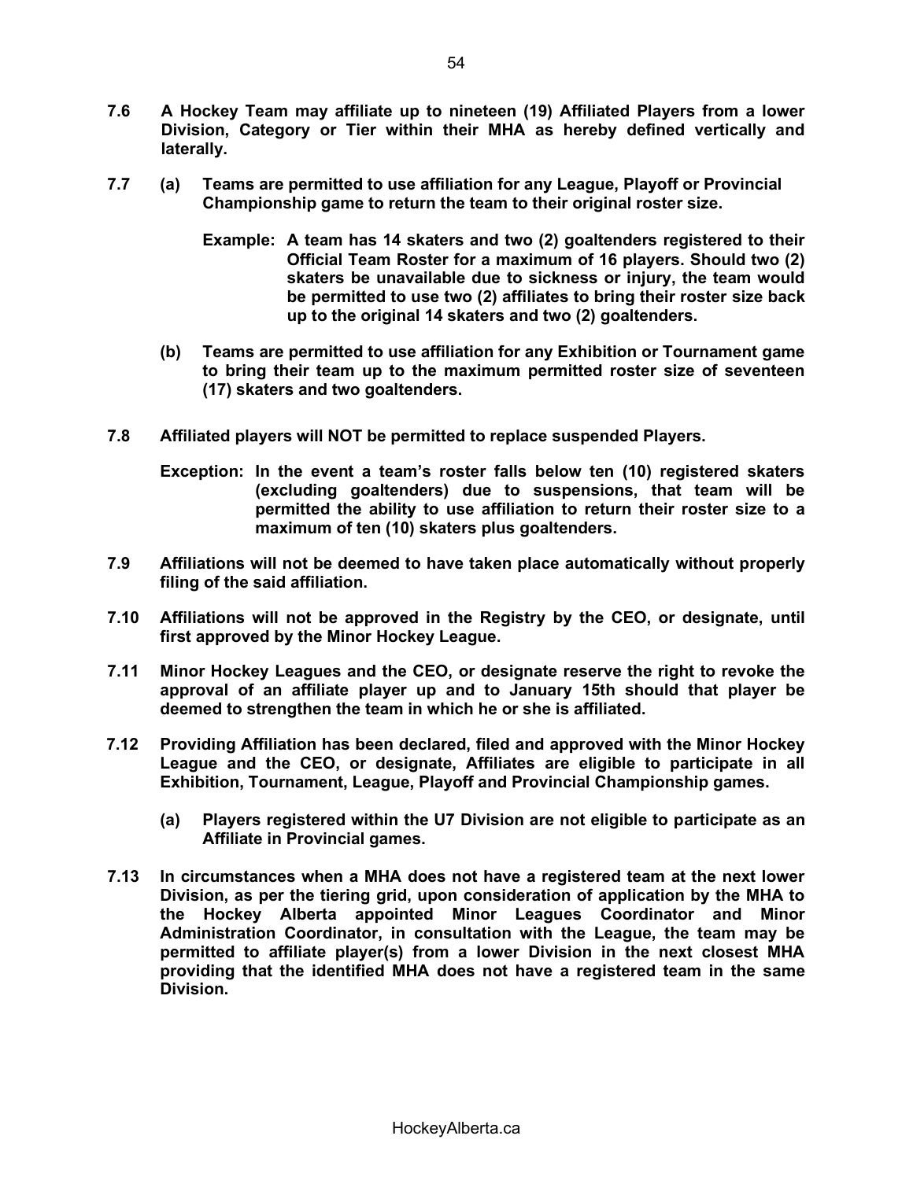**7.6 A Hockey Team may affiliate up to nineteen (19) Affiliated Players from a lower Division, Category or Tier within their MHA as hereby defined vertically and laterally.**

**7.7 (a) Teams are permitted to use affiliation for any League, Playoff or Provincial Championship game to return the team to their original roster size.**

**Example: A team has 14 skaters and two (2) goaltenders registered to their Official Team Roster for a maximum of 16 players. Should two (2) skaters be unavailable due to sickness or injury, the team would be permitted to use two (2) affiliates to bring their roster size back up to the original 14 skaters and two (2) goaltenders.**

**(b) Teams are permitted to use affiliation for any Exhibition or Tournament game to bring their team up to the maximum permitted roster size of seventeen (17) skaters and two goaltenders.**

**7.8 Affiliated players will NOT be permitted to replace suspended Players.**

**Exception: In the event a team's roster falls below ten (10) registered skaters (excluding goaltenders) due to suspensions, that team will be permitted the ability to use affiliation to return their roster size to a maximum of ten (10) skaters plus goaltenders.**

**7.9 Affiliations will not be deemed to have taken place automatically without properly filing of the said affiliation.**

**7.10 Affiliations will not be approved in the Registry by the CEO, or designate, until first approved by the Minor Hockey League.**

**7.11 Minor Hockey Leagues and the CEO, or designate reserve the right to revoke the approval of an affiliate player up and to January 15th should that player be deemed to strengthen the team in which he or she is affiliated.**

**7.12 Providing Affiliation has been declared, filed and approved with the Minor Hockey League and the CEO, or designate, Affiliates are eligible to participate in all Exhibition, Tournament, League, Playoff and Provincial Championship games.**

**(a) Players registered within the U7 Division are not eligible to participate as an Affiliate in Provincial games.**

**7.13 In circumstances when a MHA does not have a registered team at the next lower Division, as per the tiering grid, upon consideration of application by the MHA to the Hockey Alberta appointed Minor Leagues Coordinator and Minor Administration Coordinator, in consultation with the League, the team may be permitted to affiliate player(s) from a lower Division in the next closest MHA providing that the identified MHA does not have a registered team in the same Division.**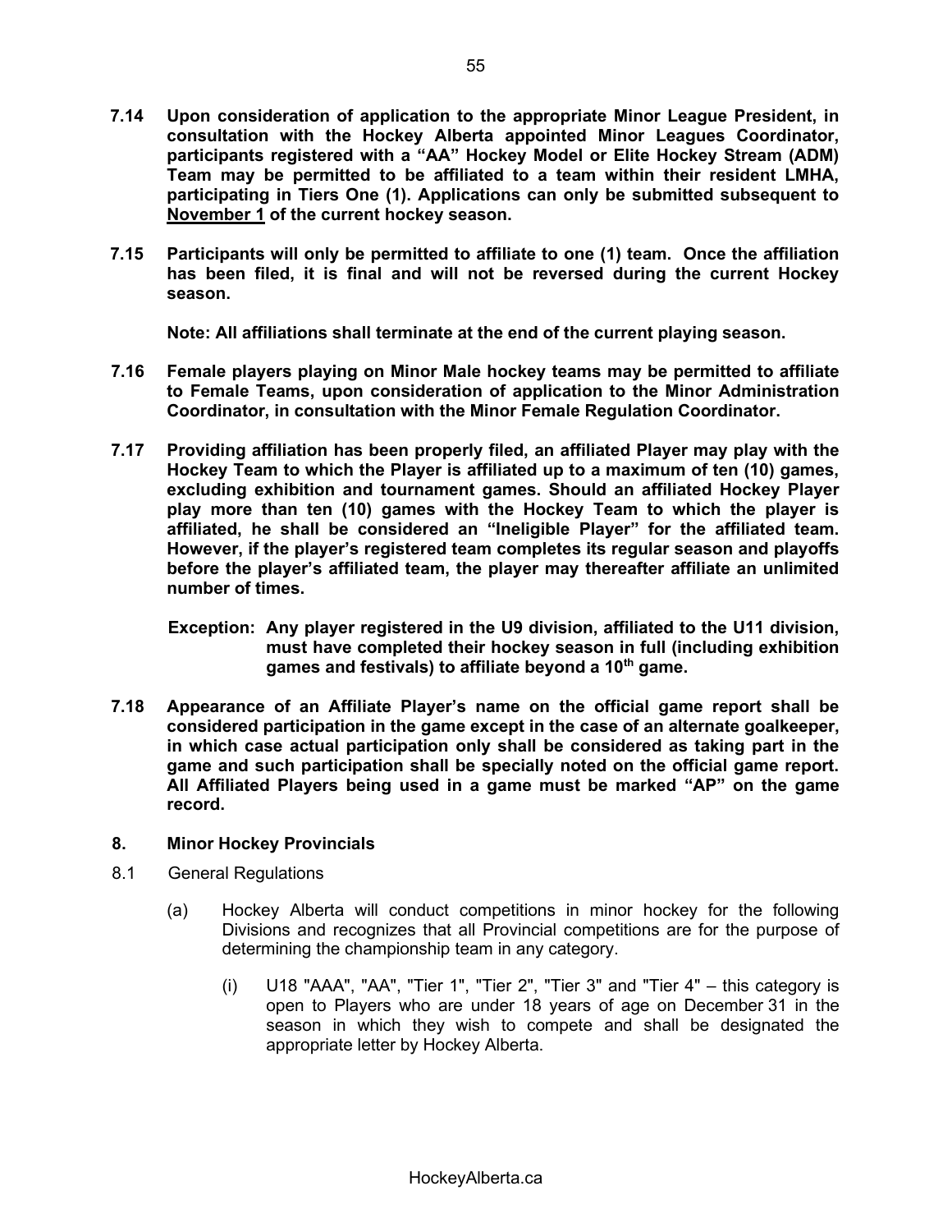**7.14 Upon consideration of application to the appropriate Minor League President, in consultation with the Hockey Alberta appointed Minor Leagues Coordinator, participants registered with a "AA" Hockey Model or Elite Hockey Stream (ADM) Team may be permitted to be affiliated to a team within their resident LMHA, participating in Tiers One (1). Applications can only be submitted subsequent to November 1 of the current hockey season.**

**7.15 Participants will only be permitted to affiliate to one (1) team. Once the affiliation has been filed, it is final and will not be reversed during the current Hockey season.**

**Note: All affiliations shall terminate at the end of the current playing season.**

**7.16 Female players playing on Minor Male hockey teams may be permitted to affiliate to Female Teams, upon consideration of application to the Minor Administration Coordinator, in consultation with the Minor Female Regulation Coordinator.**

**7.17 Providing affiliation has been properly filed, an affiliated Player may play with the Hockey Team to which the Player is affiliated up to a maximum of ten (10) games, excluding exhibition and tournament games. Should an affiliated Hockey Player play more than ten (10) games with the Hockey Team to which the player is affiliated, he shall be considered an "Ineligible Player" for the affiliated team. However, if the player's registered team completes its regular season and playoffs before the player's affiliated team, the player may thereafter affiliate an unlimited number of times.**

**Exception: Any player registered in the U9 division, affiliated to the U11 division, must have completed their hockey season in full (including exhibition games and festivals) to affiliate beyond a 10th game.**

**7.18 Appearance of an Affiliate Player's name on the official game report shall be considered participation in the game except in the case of an alternate goalkeeper, in which case actual participation only shall be considered as taking part in the game and such participation shall be specially noted on the official game report. All Affiliated Players being used in a game must be marked "AP" on the game record.**

## 8. Minor Hockey Provincials

8.1 General Regulations

(a) Hockey Alberta will conduct competitions in minor hockey for the following Divisions and recognizes that all Provincial competitions are for the purpose of determining the championship team in any category.

(i) U18 "AAA", "AA", "Tier 1", "Tier 2", "Tier 3" and "Tier 4" – this category is open to Players who are under 18 years of age on December 31 in the season in which they wish to compete and shall be designated the appropriate letter by Hockey Alberta.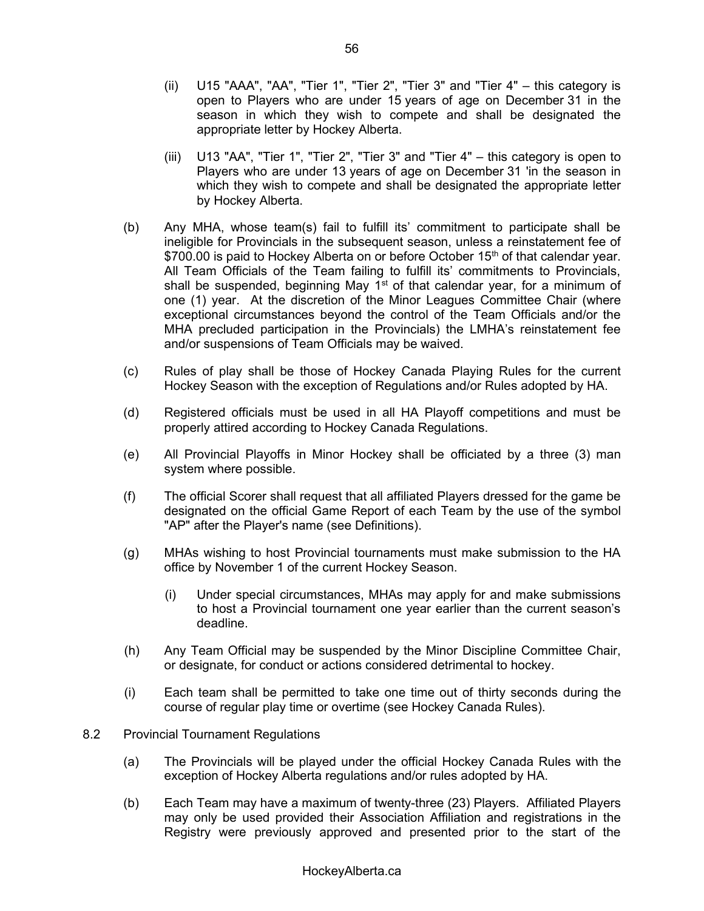(ii) U15 "AAA", "AA", "Tier 1", "Tier 2", "Tier 3" and "Tier 4" – this category is open to Players who are under 15 years of age on December 31 in the season in which they wish to compete and shall be designated the appropriate letter by Hockey Alberta.

(iii) U13 "AA", "Tier 1", "Tier 2", "Tier 3" and "Tier 4" – this category is open to Players who are under 13 years of age on December 31 'in the season in which they wish to compete and shall be designated the appropriate letter by Hockey Alberta.

(b) Any MHA, whose team(s) fail to fulfill its' commitment to participate shall be ineligible for Provincials in the subsequent season, unless a reinstatement fee of $700.00 is paid to Hockey Alberta on or before October 15th of that calendar year. All Team Officials of the Team failing to fulfill its' commitments to Provincials, shall be suspended, beginning May 1st of that calendar year, for a minimum of one (1) year. At the discretion of the Minor Leagues Committee Chair (where exceptional circumstances beyond the control of the Team Officials and/or the MHA precluded participation in the Provincials) the LMHA's reinstatement fee and/or suspensions of Team Officials may be waived.

(c) Rules of play shall be those of Hockey Canada Playing Rules for the current Hockey Season with the exception of Regulations and/or Rules adopted by HA.

(d) Registered officials must be used in all HA Playoff competitions and must be properly attired according to Hockey Canada Regulations.

(e) All Provincial Playoffs in Minor Hockey shall be officiated by a three (3) man system where possible.

(f) The official Scorer shall request that all affiliated Players dressed for the game be designated on the official Game Report of each Team by the use of the symbol "AP" after the Player's name (see Definitions).

(g) MHAs wishing to host Provincial tournaments must make submission to the HA office by November 1 of the current Hockey Season.

(i) Under special circumstances, MHAs may apply for and make submissions to host a Provincial tournament one year earlier than the current season's deadline.

(h) Any Team Official may be suspended by the Minor Discipline Committee Chair, or designate, for conduct or actions considered detrimental to hockey.

(i) Each team shall be permitted to take one time out of thirty seconds during the course of regular play time or overtime (see Hockey Canada Rules).

8.2 Provincial Tournament Regulations

(a) The Provincials will be played under the official Hockey Canada Rules with the exception of Hockey Alberta regulations and/or rules adopted by HA.

(b) Each Team may have a maximum of twenty-three (23) Players. Affiliated Players may only be used provided their Association Affiliation and registrations in the Registry were previously approved and presented prior to the start of the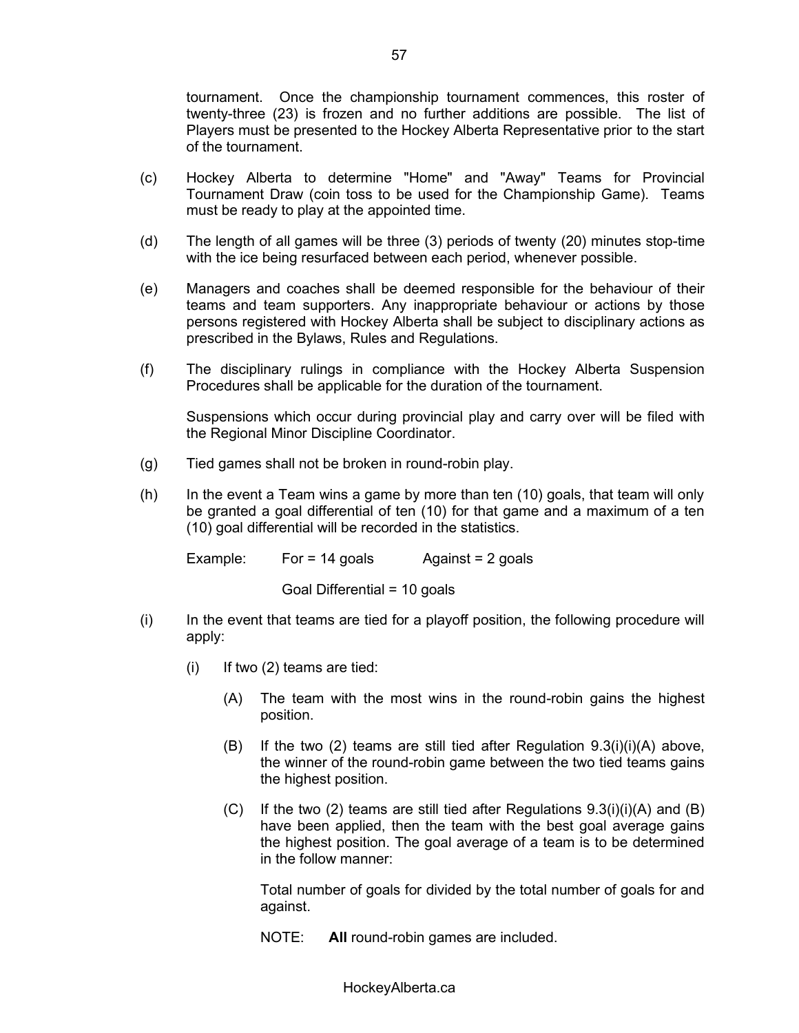tournament. Once the championship tournament commences, this roster of twenty-three (23) is frozen and no further additions are possible. The list of Players must be presented to the Hockey Alberta Representative prior to the start of the tournament.

(c) Hockey Alberta to determine "Home" and "Away" Teams for Provincial Tournament Draw (coin toss to be used for the Championship Game). Teams must be ready to play at the appointed time.

(d) The length of all games will be three (3) periods of twenty (20) minutes stop-time with the ice being resurfaced between each period, whenever possible.

(e) Managers and coaches shall be deemed responsible for the behaviour of their teams and team supporters. Any inappropriate behaviour or actions by those persons registered with Hockey Alberta shall be subject to disciplinary actions as prescribed in the Bylaws, Rules and Regulations.

(f) The disciplinary rulings in compliance with the Hockey Alberta Suspension Procedures shall be applicable for the duration of the tournament.

Suspensions which occur during provincial play and carry over will be filed with the Regional Minor Discipline Coordinator.

(g) Tied games shall not be broken in round-robin play.

(h) In the event a Team wins a game by more than ten (10) goals, that team will only be granted a goal differential of ten (10) for that game and a maximum of a ten (10) goal differential will be recorded in the statistics.

Example: For = 14 goals Against = 2 goals

Goal Differential = 10 goals

(i) In the event that teams are tied for a playoff position, the following procedure will apply:

(i) If two (2) teams are tied:

(A) The team with the most wins in the round-robin gains the highest position.

(B) If the two (2) teams are still tied after Regulation 9.3(i)(i)(A) above, the winner of the round-robin game between the two tied teams gains the highest position.

(C) If the two (2) teams are still tied after Regulations 9.3(i)(i)(A) and (B) have been applied, then the team with the best goal average gains the highest position. The goal average of a team is to be determined in the follow manner:

Total number of goals for divided by the total number of goals for and against.

NOTE: **All** round-robin games are included.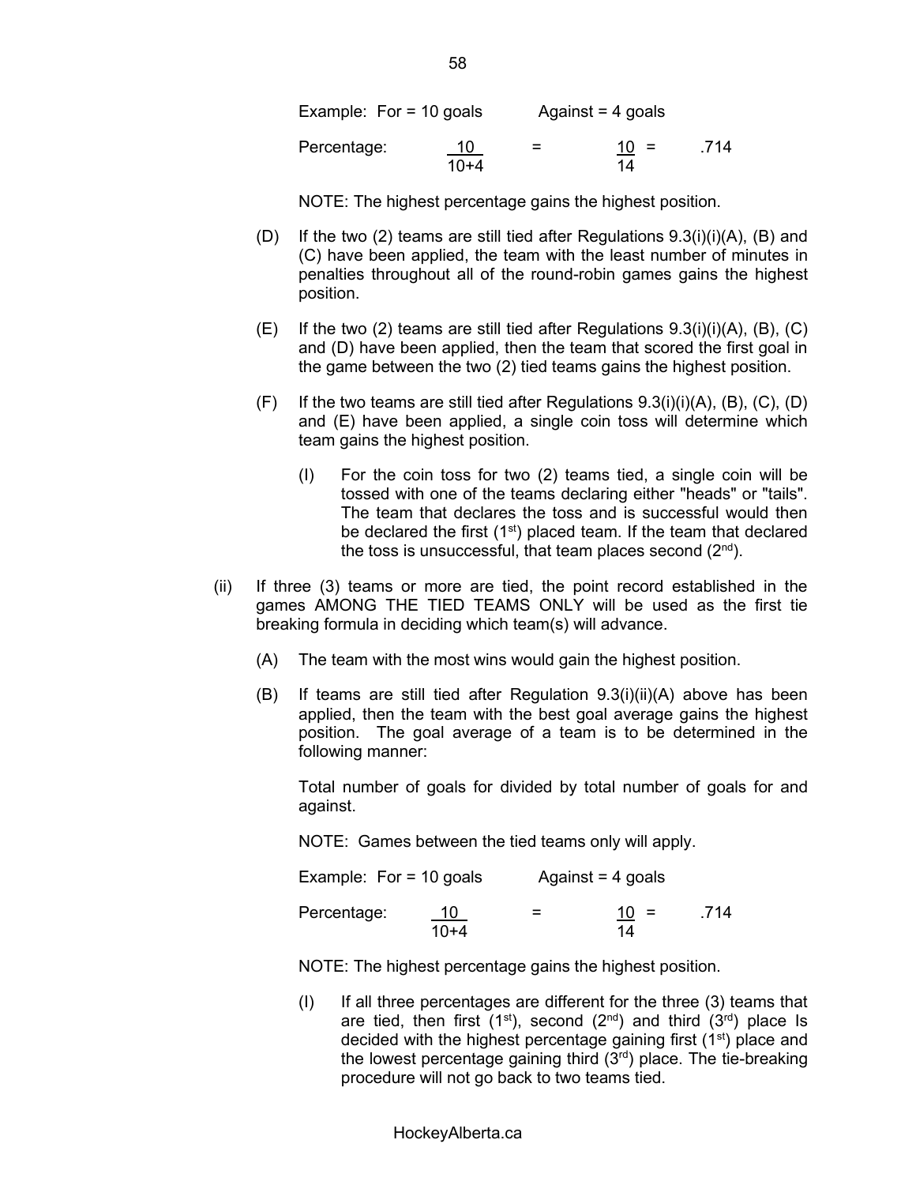Example: For = 10 goals Against = 4 goals

Percentage: $\frac{10}{10+4} = \frac{10}{14} = .714$

NOTE: The highest percentage gains the highest position.

(D) If the two (2) teams are still tied after Regulations 9.3(i)(i)(A), (B) and (C) have been applied, the team with the least number of minutes in penalties throughout all of the round-robin games gains the highest position.

(E) If the two (2) teams are still tied after Regulations 9.3(i)(i)(A), (B), (C) and (D) have been applied, then the team that scored the first goal in the game between the two (2) tied teams gains the highest position.

(F) If the two teams are still tied after Regulations 9.3(i)(i)(A), (B), (C), (D) and (E) have been applied, a single coin toss will determine which team gains the highest position.

(I) For the coin toss for two (2) teams tied, a single coin will be tossed with one of the teams declaring either "heads" or "tails". The team that declares the toss and is successful would then be declared the first (1st) placed team. If the team that declared the toss is unsuccessful, that team places second (2nd).

(ii) If three (3) teams or more are tied, the point record established in the games AMONG THE TIED TEAMS ONLY will be used as the first tie breaking formula in deciding which team(s) will advance.

(A) The team with the most wins would gain the highest position.

(B) If teams are still tied after Regulation 9.3(i)(ii)(A) above has been applied, then the team with the best goal average gains the highest position. The goal average of a team is to be determined in the following manner:

Total number of goals for divided by total number of goals for and against.

NOTE: Games between the tied teams only will apply.

Example: For = 10 goals Against = 4 goals

Percentage: $\frac{10}{10+4} = \frac{10}{14} = .714$

NOTE: The highest percentage gains the highest position.

(I) If all three percentages are different for the three (3) teams that are tied, then first (1st), second (2nd) and third (3rd) place Is decided with the highest percentage gaining first (1st) place and the lowest percentage gaining third (3rd) place. The tie-breaking procedure will not go back to two teams tied.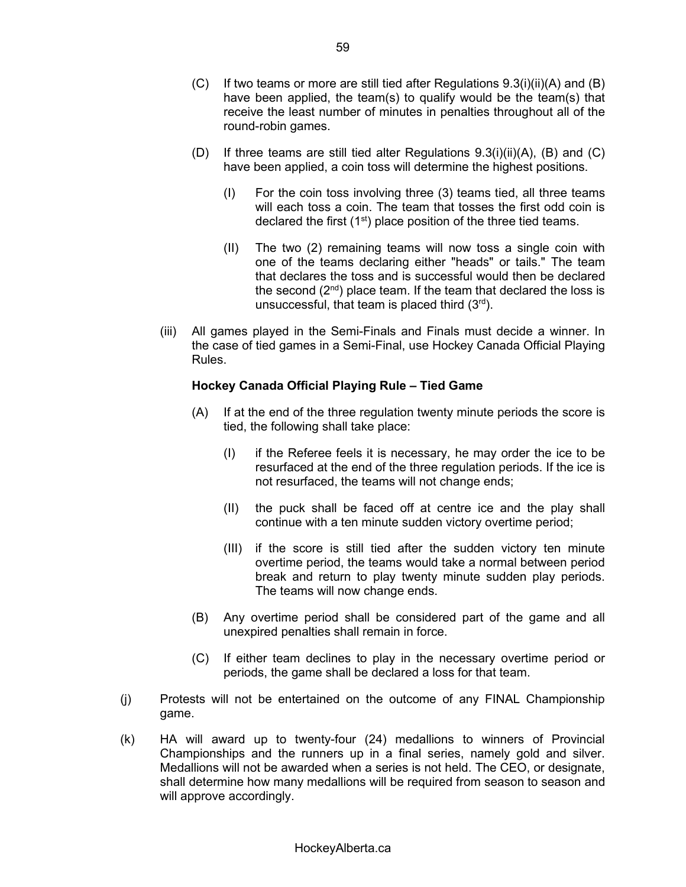(C) If two teams or more are still tied after Regulations 9.3(i)(ii)(A) and (B) have been applied, the team(s) to qualify would be the team(s) that receive the least number of minutes in penalties throughout all of the round-robin games.

(D) If three teams are still tied alter Regulations 9.3(i)(ii)(A), (B) and (C) have been applied, a coin toss will determine the highest positions.

(I) For the coin toss involving three (3) teams tied, all three teams will each toss a coin. The team that tosses the first odd coin is declared the first (1st) place position of the three tied teams.

(II) The two (2) remaining teams will now toss a single coin with one of the teams declaring either "heads" or tails." The team that declares the toss and is successful would then be declared the second (2nd) place team. If the team that declared the loss is unsuccessful, that team is placed third (3rd).

(iii) All games played in the Semi-Finals and Finals must decide a winner. In the case of tied games in a Semi-Final, use Hockey Canada Official Playing Rules.

**Hockey Canada Official Playing Rule – Tied Game**

(A) If at the end of the three regulation twenty minute periods the score is tied, the following shall take place:

(I) if the Referee feels it is necessary, he may order the ice to be resurfaced at the end of the three regulation periods. If the ice is not resurfaced, the teams will not change ends;

(II) the puck shall be faced off at centre ice and the play shall continue with a ten minute sudden victory overtime period;

(III) if the score is still tied after the sudden victory ten minute overtime period, the teams would take a normal between period break and return to play twenty minute sudden play periods. The teams will now change ends.

(B) Any overtime period shall be considered part of the game and all unexpired penalties shall remain in force.

(C) If either team declines to play in the necessary overtime period or periods, the game shall be declared a loss for that team.

(j) Protests will not be entertained on the outcome of any FINAL Championship game.

(k) HA will award up to twenty-four (24) medallions to winners of Provincial Championships and the runners up in a final series, namely gold and silver. Medallions will not be awarded when a series is not held. The CEO, or designate, shall determine how many medallions will be required from season to season and will approve accordingly.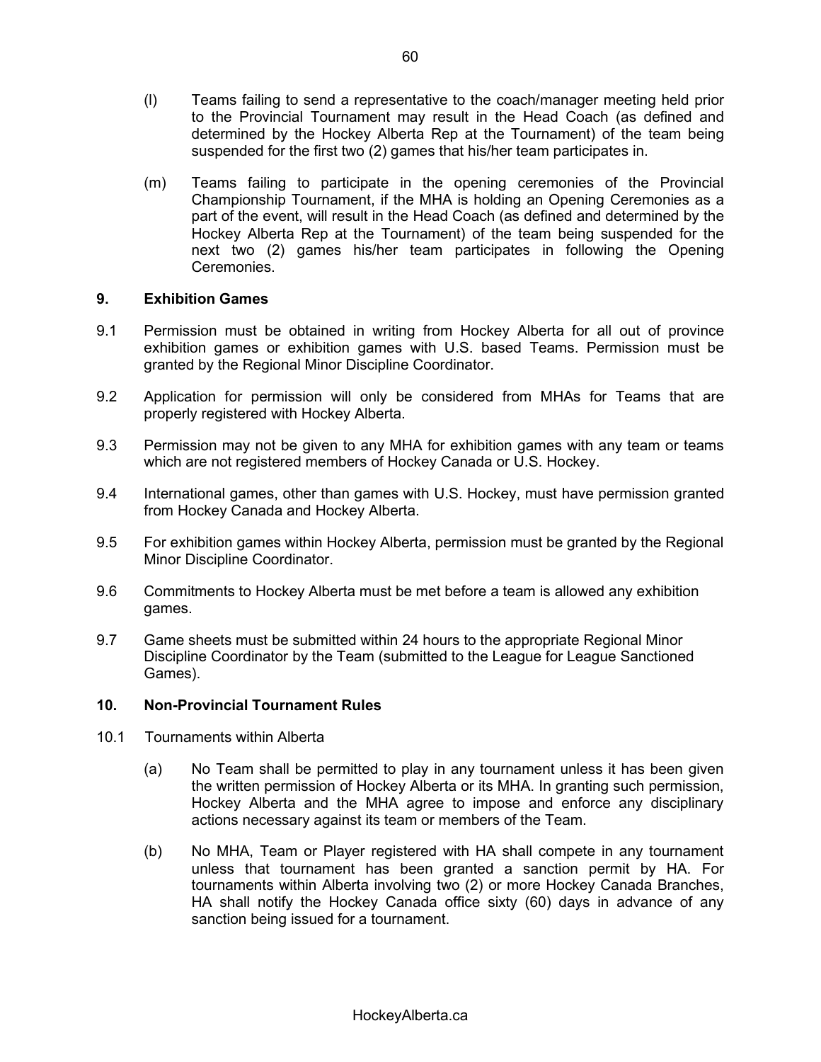(l) Teams failing to send a representative to the coach/manager meeting held prior to the Provincial Tournament may result in the Head Coach (as defined and determined by the Hockey Alberta Rep at the Tournament) of the team being suspended for the first two (2) games that his/her team participates in.

(m) Teams failing to participate in the opening ceremonies of the Provincial Championship Tournament, if the MHA is holding an Opening Ceremonies as a part of the event, will result in the Head Coach (as defined and determined by the Hockey Alberta Rep at the Tournament) of the team being suspended for the next two (2) games his/her team participates in following the Opening Ceremonies.

**9. Exhibition Games**

9.1 Permission must be obtained in writing from Hockey Alberta for all out of province exhibition games or exhibition games with U.S. based Teams. Permission must be granted by the Regional Minor Discipline Coordinator.

9.2 Application for permission will only be considered from MHAs for Teams that are properly registered with Hockey Alberta.

9.3 Permission may not be given to any MHA for exhibition games with any team or teams which are not registered members of Hockey Canada or U.S. Hockey.

9.4 International games, other than games with U.S. Hockey, must have permission granted from Hockey Canada and Hockey Alberta.

9.5 For exhibition games within Hockey Alberta, permission must be granted by the Regional Minor Discipline Coordinator.

9.6 Commitments to Hockey Alberta must be met before a team is allowed any exhibition games.

9.7 Game sheets must be submitted within 24 hours to the appropriate Regional Minor Discipline Coordinator by the Team (submitted to the League for League Sanctioned Games).

**10. Non-Provincial Tournament Rules**

10.1 Tournaments within Alberta

(a) No Team shall be permitted to play in any tournament unless it has been given the written permission of Hockey Alberta or its MHA. In granting such permission, Hockey Alberta and the MHA agree to impose and enforce any disciplinary actions necessary against its team or members of the Team.

(b) No MHA, Team or Player registered with HA shall compete in any tournament unless that tournament has been granted a sanction permit by HA. For tournaments within Alberta involving two (2) or more Hockey Canada Branches, HA shall notify the Hockey Canada office sixty (60) days in advance of any sanction being issued for a tournament.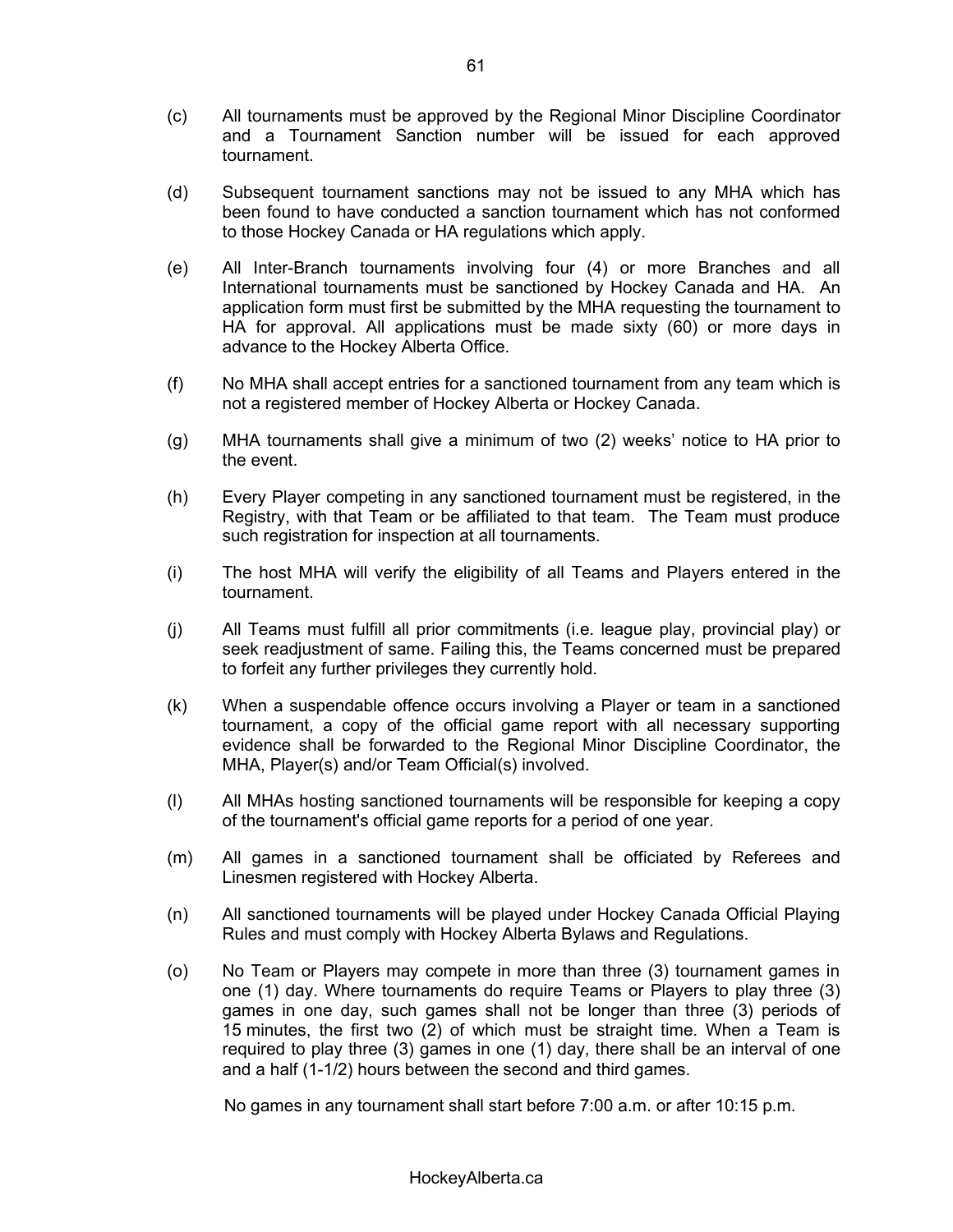(c) All tournaments must be approved by the Regional Minor Discipline Coordinator and a Tournament Sanction number will be issued for each approved tournament.

(d) Subsequent tournament sanctions may not be issued to any MHA which has been found to have conducted a sanction tournament which has not conformed to those Hockey Canada or HA regulations which apply.

(e) All Inter-Branch tournaments involving four (4) or more Branches and all International tournaments must be sanctioned by Hockey Canada and HA. An application form must first be submitted by the MHA requesting the tournament to HA for approval. All applications must be made sixty (60) or more days in advance to the Hockey Alberta Office.

(f) No MHA shall accept entries for a sanctioned tournament from any team which is not a registered member of Hockey Alberta or Hockey Canada.

(g) MHA tournaments shall give a minimum of two (2) weeks' notice to HA prior to the event.

(h) Every Player competing in any sanctioned tournament must be registered, in the Registry, with that Team or be affiliated to that team. The Team must produce such registration for inspection at all tournaments.

(i) The host MHA will verify the eligibility of all Teams and Players entered in the tournament.

(j) All Teams must fulfill all prior commitments (i.e. league play, provincial play) or seek readjustment of same. Failing this, the Teams concerned must be prepared to forfeit any further privileges they currently hold.

(k) When a suspendable offence occurs involving a Player or team in a sanctioned tournament, a copy of the official game report with all necessary supporting evidence shall be forwarded to the Regional Minor Discipline Coordinator, the MHA, Player(s) and/or Team Official(s) involved.

(l) All MHAs hosting sanctioned tournaments will be responsible for keeping a copy of the tournament's official game reports for a period of one year.

(m) All games in a sanctioned tournament shall be officiated by Referees and Linesmen registered with Hockey Alberta.

(n) All sanctioned tournaments will be played under Hockey Canada Official Playing Rules and must comply with Hockey Alberta Bylaws and Regulations.

(o) No Team or Players may compete in more than three (3) tournament games in one (1) day. Where tournaments do require Teams or Players to play three (3) games in one day, such games shall not be longer than three (3) periods of 15 minutes, the first two (2) of which must be straight time. When a Team is required to play three (3) games in one (1) day, there shall be an interval of one and a half (1-1/2) hours between the second and third games.

No games in any tournament shall start before 7:00 a.m. or after 10:15 p.m.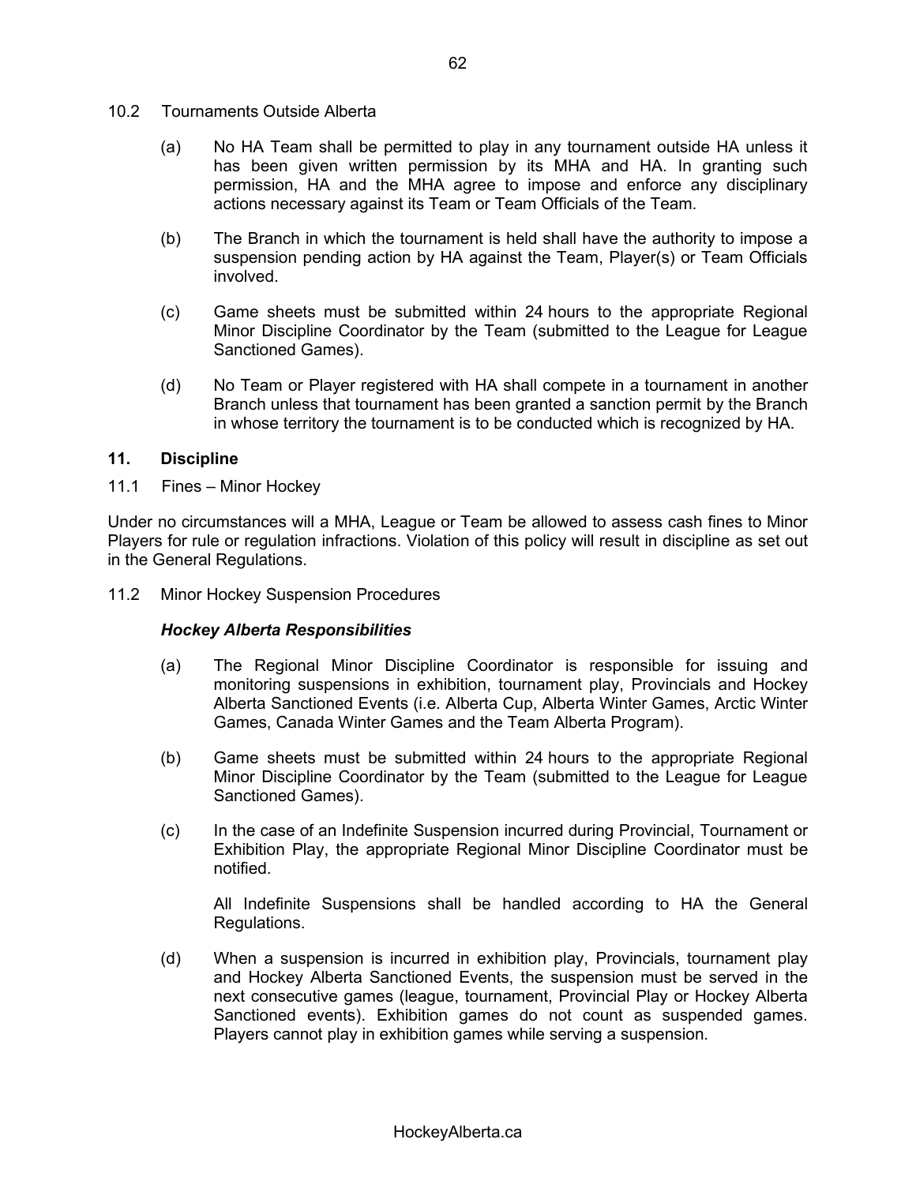10.2 Tournaments Outside Alberta

(a) No HA Team shall be permitted to play in any tournament outside HA unless it has been given written permission by its MHA and HA. In granting such permission, HA and the MHA agree to impose and enforce any disciplinary actions necessary against its Team or Team Officials of the Team.

(b) The Branch in which the tournament is held shall have the authority to impose a suspension pending action by HA against the Team, Player(s) or Team Officials involved.

(c) Game sheets must be submitted within 24 hours to the appropriate Regional Minor Discipline Coordinator by the Team (submitted to the League for League Sanctioned Games).

(d) No Team or Player registered with HA shall compete in a tournament in another Branch unless that tournament has been granted a sanction permit by the Branch in whose territory the tournament is to be conducted which is recognized by HA.

## 11. Discipline

11.1 Fines – Minor Hockey

Under no circumstances will a MHA, League or Team be allowed to assess cash fines to Minor Players for rule or regulation infractions. Violation of this policy will result in discipline as set out in the General Regulations.

11.2 Minor Hockey Suspension Procedures

***Hockey Alberta Responsibilities***

(a) The Regional Minor Discipline Coordinator is responsible for issuing and monitoring suspensions in exhibition, tournament play, Provincials and Hockey Alberta Sanctioned Events (i.e. Alberta Cup, Alberta Winter Games, Arctic Winter Games, Canada Winter Games and the Team Alberta Program).

(b) Game sheets must be submitted within 24 hours to the appropriate Regional Minor Discipline Coordinator by the Team (submitted to the League for League Sanctioned Games).

(c) In the case of an Indefinite Suspension incurred during Provincial, Tournament or Exhibition Play, the appropriate Regional Minor Discipline Coordinator must be notified.

All Indefinite Suspensions shall be handled according to HA the General Regulations.

(d) When a suspension is incurred in exhibition play, Provincials, tournament play and Hockey Alberta Sanctioned Events, the suspension must be served in the next consecutive games (league, tournament, Provincial Play or Hockey Alberta Sanctioned events). Exhibition games do not count as suspended games. Players cannot play in exhibition games while serving a suspension.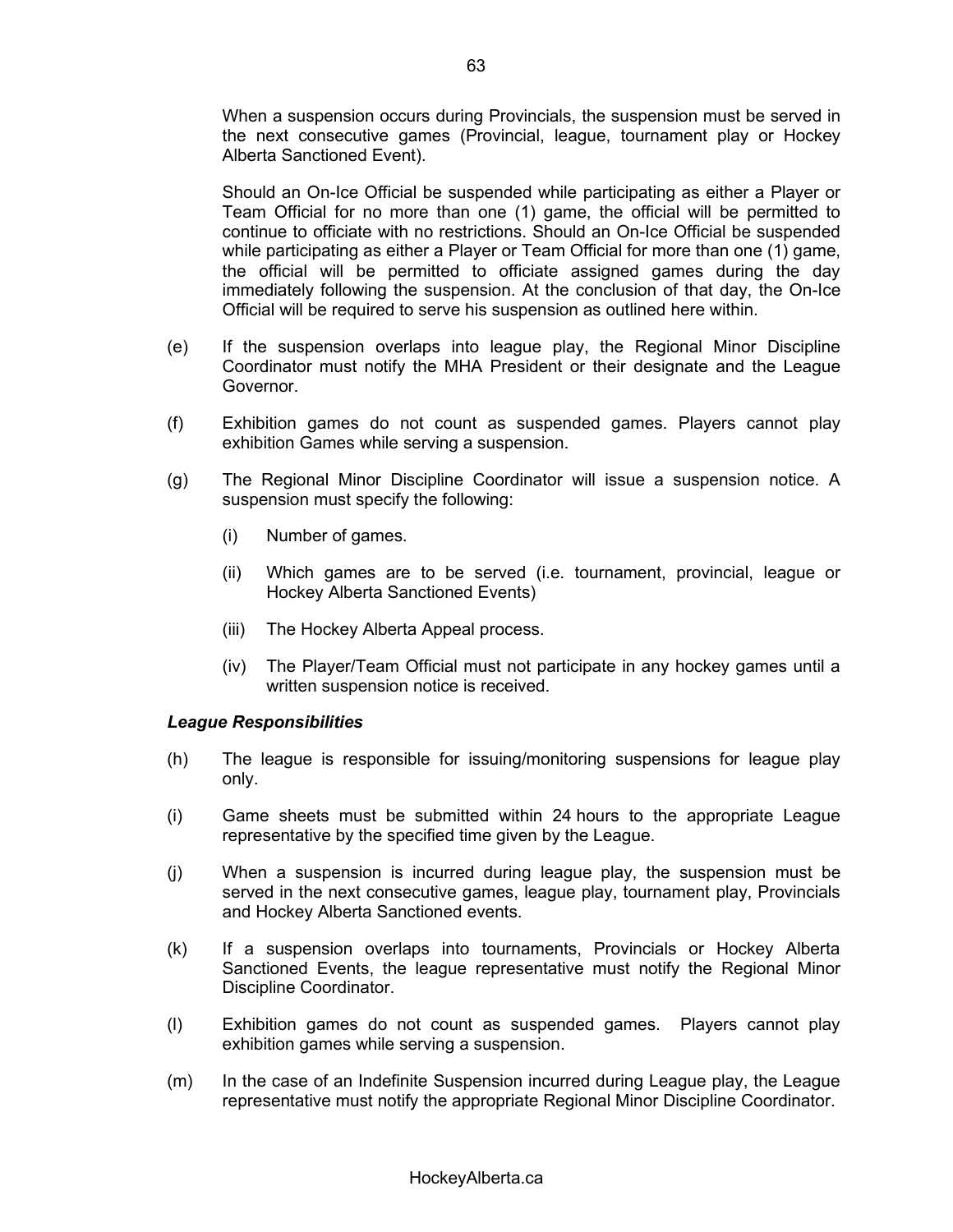When a suspension occurs during Provincials, the suspension must be served in the next consecutive games (Provincial, league, tournament play or Hockey Alberta Sanctioned Event).

Should an On-Ice Official be suspended while participating as either a Player or Team Official for no more than one (1) game, the official will be permitted to continue to officiate with no restrictions. Should an On-Ice Official be suspended while participating as either a Player or Team Official for more than one (1) game, the official will be permitted to officiate assigned games during the day immediately following the suspension. At the conclusion of that day, the On-Ice Official will be required to serve his suspension as outlined here within.

(e) If the suspension overlaps into league play, the Regional Minor Discipline Coordinator must notify the MHA President or their designate and the League Governor.

(f) Exhibition games do not count as suspended games. Players cannot play exhibition Games while serving a suspension.

(g) The Regional Minor Discipline Coordinator will issue a suspension notice. A suspension must specify the following:

  (i) Number of games.

  (ii) Which games are to be served (i.e. tournament, provincial, league or Hockey Alberta Sanctioned Events)

  (iii) The Hockey Alberta Appeal process.

  (iv) The Player/Team Official must not participate in any hockey games until a written suspension notice is received.

***League Responsibilities***

(h) The league is responsible for issuing/monitoring suspensions for league play only.

(i) Game sheets must be submitted within 24 hours to the appropriate League representative by the specified time given by the League.

(j) When a suspension is incurred during league play, the suspension must be served in the next consecutive games, league play, tournament play, Provincials and Hockey Alberta Sanctioned events.

(k) If a suspension overlaps into tournaments, Provincials or Hockey Alberta Sanctioned Events, the league representative must notify the Regional Minor Discipline Coordinator.

(l) Exhibition games do not count as suspended games. Players cannot play exhibition games while serving a suspension.

(m) In the case of an Indefinite Suspension incurred during League play, the League representative must notify the appropriate Regional Minor Discipline Coordinator.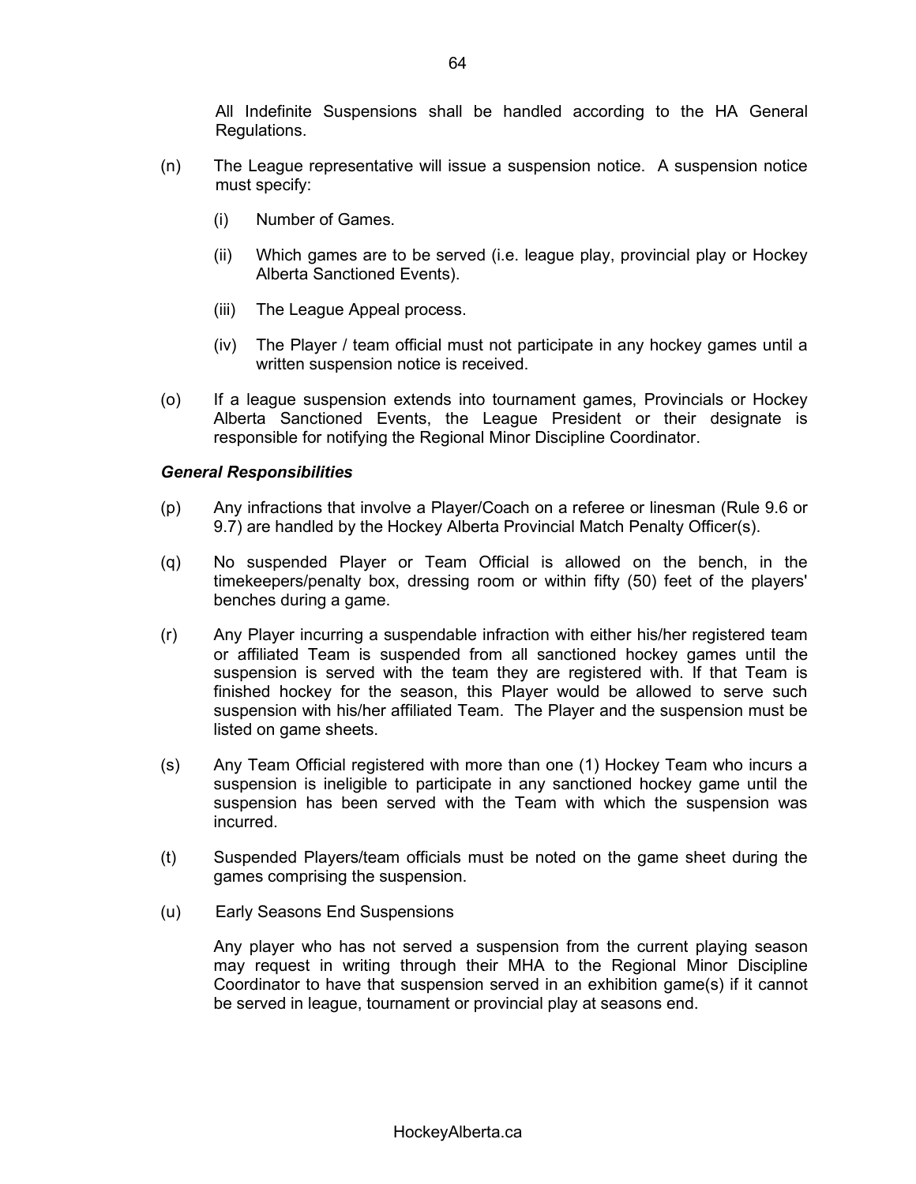All Indefinite Suspensions shall be handled according to the HA General Regulations.

(n) The League representative will issue a suspension notice. A suspension notice must specify:

   (i) Number of Games.

   (ii) Which games are to be served (i.e. league play, provincial play or Hockey Alberta Sanctioned Events).

   (iii) The League Appeal process.

   (iv) The Player / team official must not participate in any hockey games until a written suspension notice is received.

(o) If a league suspension extends into tournament games, Provincials or Hockey Alberta Sanctioned Events, the League President or their designate is responsible for notifying the Regional Minor Discipline Coordinator.

***General Responsibilities***

(p) Any infractions that involve a Player/Coach on a referee or linesman (Rule 9.6 or 9.7) are handled by the Hockey Alberta Provincial Match Penalty Officer(s).

(q) No suspended Player or Team Official is allowed on the bench, in the timekeepers/penalty box, dressing room or within fifty (50) feet of the players' benches during a game.

(r) Any Player incurring a suspendable infraction with either his/her registered team or affiliated Team is suspended from all sanctioned hockey games until the suspension is served with the team they are registered with. If that Team is finished hockey for the season, this Player would be allowed to serve such suspension with his/her affiliated Team. The Player and the suspension must be listed on game sheets.

(s) Any Team Official registered with more than one (1) Hockey Team who incurs a suspension is ineligible to participate in any sanctioned hockey game until the suspension has been served with the Team with which the suspension was incurred.

(t) Suspended Players/team officials must be noted on the game sheet during the games comprising the suspension.

(u) Early Seasons End Suspensions

Any player who has not served a suspension from the current playing season may request in writing through their MHA to the Regional Minor Discipline Coordinator to have that suspension served in an exhibition game(s) if it cannot be served in league, tournament or provincial play at seasons end.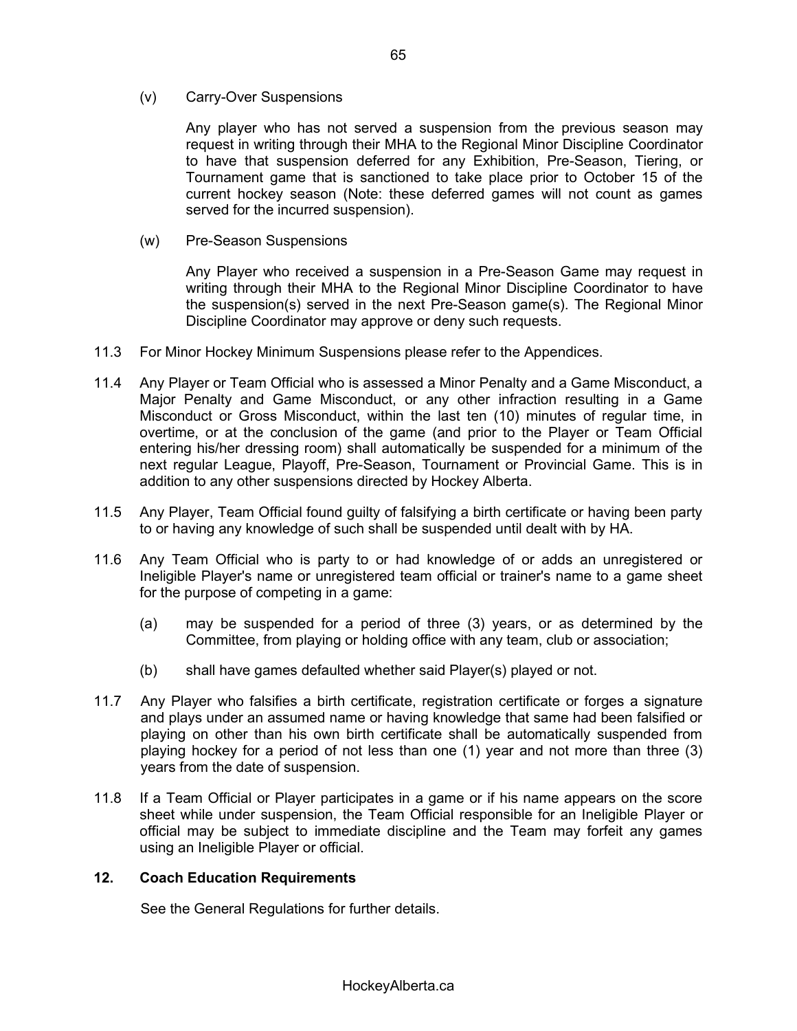(v) Carry-Over Suspensions

Any player who has not served a suspension from the previous season may request in writing through their MHA to the Regional Minor Discipline Coordinator to have that suspension deferred for any Exhibition, Pre-Season, Tiering, or Tournament game that is sanctioned to take place prior to October 15 of the current hockey season (Note: these deferred games will not count as games served for the incurred suspension).

(w) Pre-Season Suspensions

Any Player who received a suspension in a Pre-Season Game may request in writing through their MHA to the Regional Minor Discipline Coordinator to have the suspension(s) served in the next Pre-Season game(s). The Regional Minor Discipline Coordinator may approve or deny such requests.

11.3 For Minor Hockey Minimum Suspensions please refer to the Appendices.

11.4 Any Player or Team Official who is assessed a Minor Penalty and a Game Misconduct, a Major Penalty and Game Misconduct, or any other infraction resulting in a Game Misconduct or Gross Misconduct, within the last ten (10) minutes of regular time, in overtime, or at the conclusion of the game (and prior to the Player or Team Official entering his/her dressing room) shall automatically be suspended for a minimum of the next regular League, Playoff, Pre-Season, Tournament or Provincial Game. This is in addition to any other suspensions directed by Hockey Alberta.

11.5 Any Player, Team Official found guilty of falsifying a birth certificate or having been party to or having any knowledge of such shall be suspended until dealt with by HA.

11.6 Any Team Official who is party to or had knowledge of or adds an unregistered or Ineligible Player's name or unregistered team official or trainer's name to a game sheet for the purpose of competing in a game:

(a) may be suspended for a period of three (3) years, or as determined by the Committee, from playing or holding office with any team, club or association;

(b) shall have games defaulted whether said Player(s) played or not.

11.7 Any Player who falsifies a birth certificate, registration certificate or forges a signature and plays under an assumed name or having knowledge that same had been falsified or playing on other than his own birth certificate shall be automatically suspended from playing hockey for a period of not less than one (1) year and not more than three (3) years from the date of suspension.

11.8 If a Team Official or Player participates in a game or if his name appears on the score sheet while under suspension, the Team Official responsible for an Ineligible Player or official may be subject to immediate discipline and the Team may forfeit any games using an Ineligible Player or official.

## 12. Coach Education Requirements

See the General Regulations for further details.